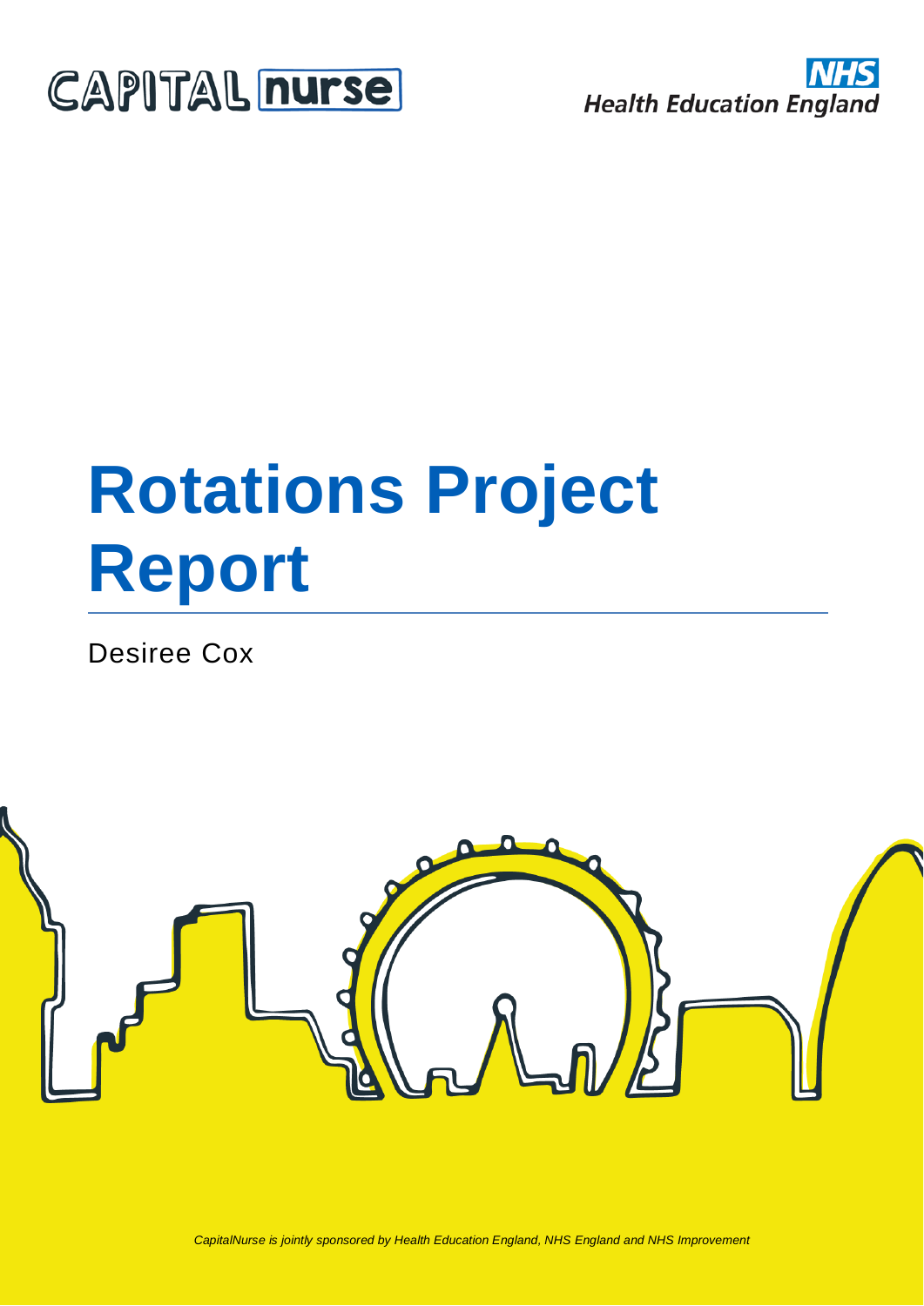CAPITAL nurse

NHS
Health Education England

# Rotations Project Report

Desiree Cox

*CapitalNurse is jointly sponsored by Health Education England, NHS England and NHS Improvement*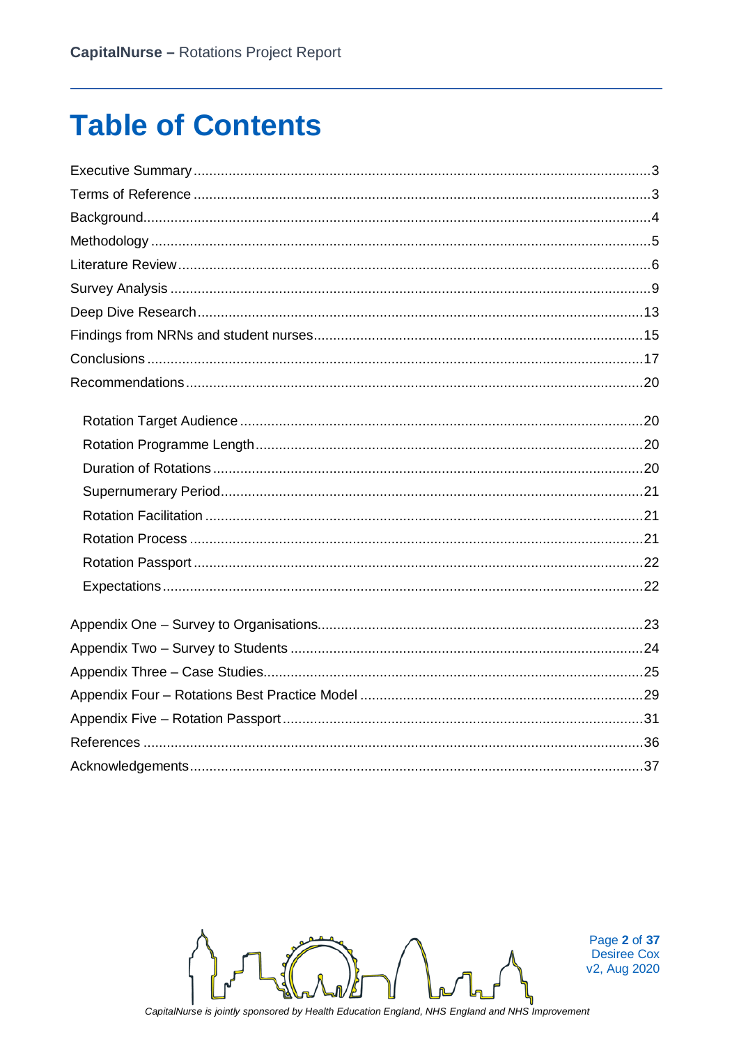# Table of Contents

Executive Summary....3
Terms of Reference....3
Background....4
Methodology....5
Literature Review....6
Survey Analysis....9
Deep Dive Research....13
Findings from NRNs and student nurses....15
Conclusions....17
Recommendations....20

- Rotation Target Audience....20
- Rotation Programme Length....20
- Duration of Rotations....20
- Supernumerary Period....21
- Rotation Facilitation....21
- Rotation Process....21
- Rotation Passport....22
- Expectations....22

Appendix One – Survey to Organisations....23
Appendix Two – Survey to Students....24
Appendix Three – Case Studies....25
Appendix Four – Rotations Best Practice Model....29
Appendix Five – Rotation Passport....31
References....36
Acknowledgements....37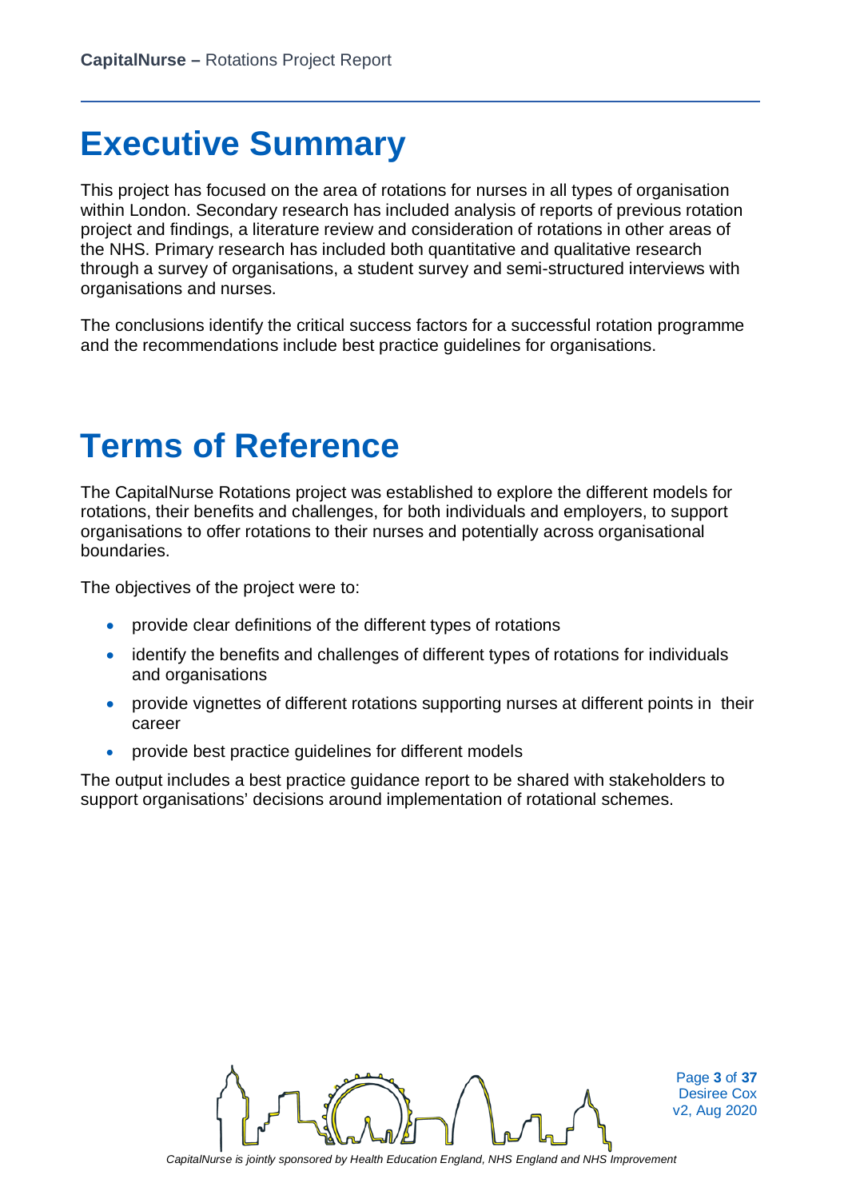# Executive Summary

This project has focused on the area of rotations for nurses in all types of organisation within London. Secondary research has included analysis of reports of previous rotation project and findings, a literature review and consideration of rotations in other areas of the NHS. Primary research has included both quantitative and qualitative research through a survey of organisations, a student survey and semi-structured interviews with organisations and nurses.

The conclusions identify the critical success factors for a successful rotation programme and the recommendations include best practice guidelines for organisations.

# Terms of Reference

The CapitalNurse Rotations project was established to explore the different models for rotations, their benefits and challenges, for both individuals and employers, to support organisations to offer rotations to their nurses and potentially across organisational boundaries.

The objectives of the project were to:

- provide clear definitions of the different types of rotations
- identify the benefits and challenges of different types of rotations for individuals and organisations
- provide vignettes of different rotations supporting nurses at different points in their career
- provide best practice guidelines for different models

The output includes a best practice guidance report to be shared with stakeholders to support organisations' decisions around implementation of rotational schemes.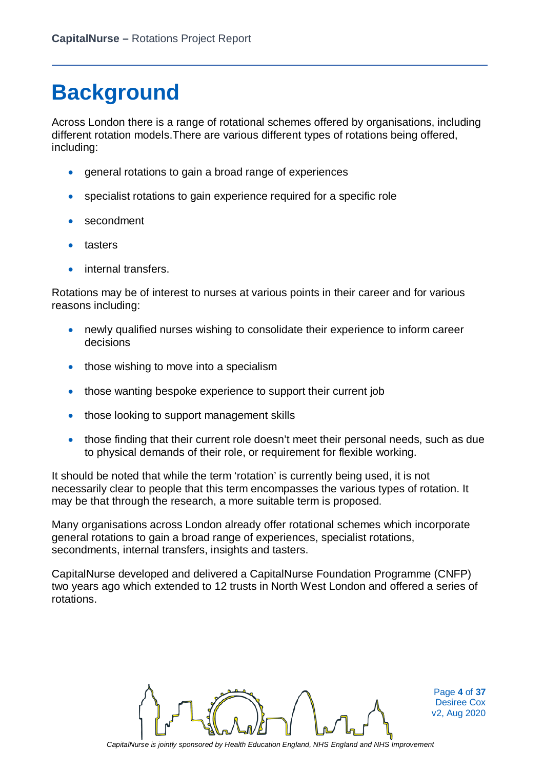# Background

Across London there is a range of rotational schemes offered by organisations, including different rotation models.There are various different types of rotations being offered, including:

- general rotations to gain a broad range of experiences
- specialist rotations to gain experience required for a specific role
- secondment
- tasters
- internal transfers.

Rotations may be of interest to nurses at various points in their career and for various reasons including:

- newly qualified nurses wishing to consolidate their experience to inform career decisions
- those wishing to move into a specialism
- those wanting bespoke experience to support their current job
- those looking to support management skills
- those finding that their current role doesn't meet their personal needs, such as due to physical demands of their role, or requirement for flexible working.

It should be noted that while the term 'rotation' is currently being used, it is not necessarily clear to people that this term encompasses the various types of rotation. It may be that through the research, a more suitable term is proposed.

Many organisations across London already offer rotational schemes which incorporate general rotations to gain a broad range of experiences, specialist rotations, secondments, internal transfers, insights and tasters.

CapitalNurse developed and delivered a CapitalNurse Foundation Programme (CNFP) two years ago which extended to 12 trusts in North West London and offered a series of rotations.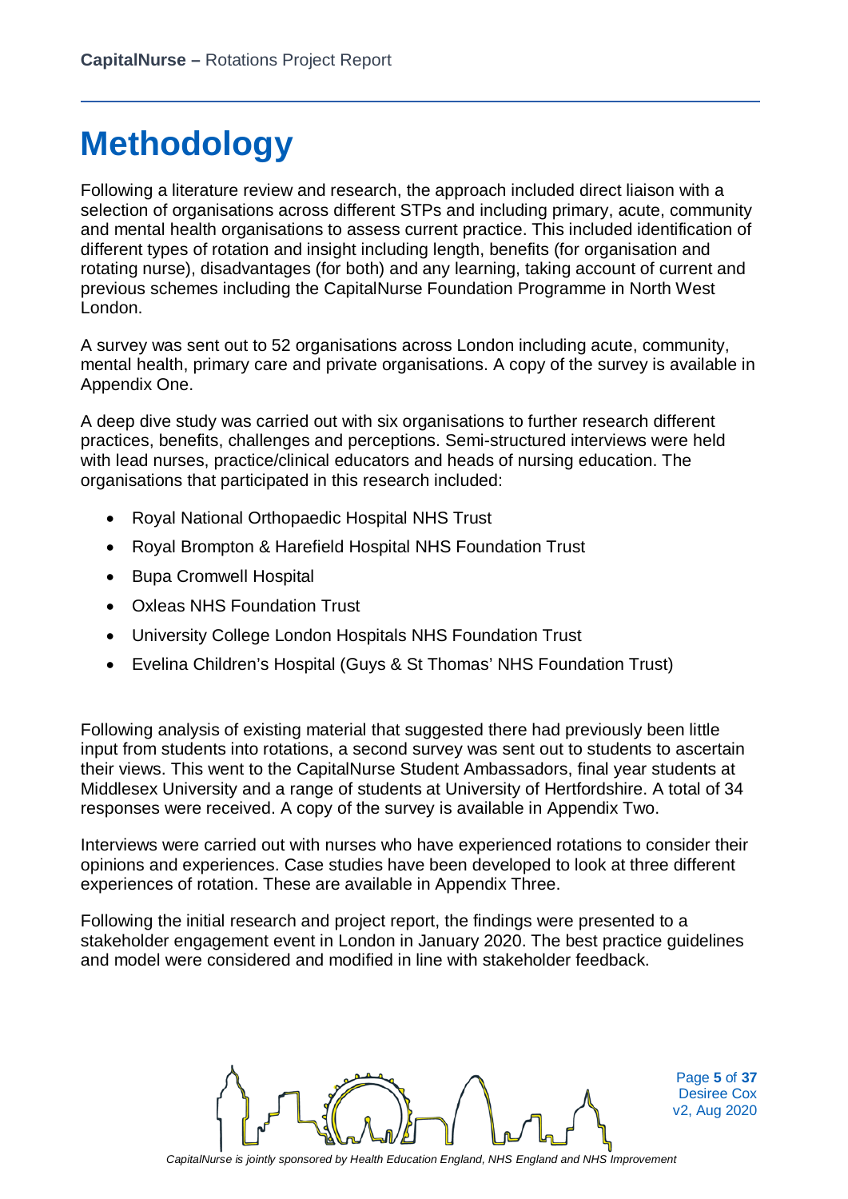# Methodology

Following a literature review and research, the approach included direct liaison with a selection of organisations across different STPs and including primary, acute, community and mental health organisations to assess current practice. This included identification of different types of rotation and insight including length, benefits (for organisation and rotating nurse), disadvantages (for both) and any learning, taking account of current and previous schemes including the CapitalNurse Foundation Programme in North West London.

A survey was sent out to 52 organisations across London including acute, community, mental health, primary care and private organisations. A copy of the survey is available in Appendix One.

A deep dive study was carried out with six organisations to further research different practices, benefits, challenges and perceptions. Semi-structured interviews were held with lead nurses, practice/clinical educators and heads of nursing education. The organisations that participated in this research included:

- Royal National Orthopaedic Hospital NHS Trust
- Royal Brompton & Harefield Hospital NHS Foundation Trust
- Bupa Cromwell Hospital
- Oxleas NHS Foundation Trust
- University College London Hospitals NHS Foundation Trust
- Evelina Children's Hospital (Guys & St Thomas' NHS Foundation Trust)

Following analysis of existing material that suggested there had previously been little input from students into rotations, a second survey was sent out to students to ascertain their views. This went to the CapitalNurse Student Ambassadors, final year students at Middlesex University and a range of students at University of Hertfordshire. A total of 34 responses were received. A copy of the survey is available in Appendix Two.

Interviews were carried out with nurses who have experienced rotations to consider their opinions and experiences. Case studies have been developed to look at three different experiences of rotation. These are available in Appendix Three.

Following the initial research and project report, the findings were presented to a stakeholder engagement event in London in January 2020. The best practice guidelines and model were considered and modified in line with stakeholder feedback.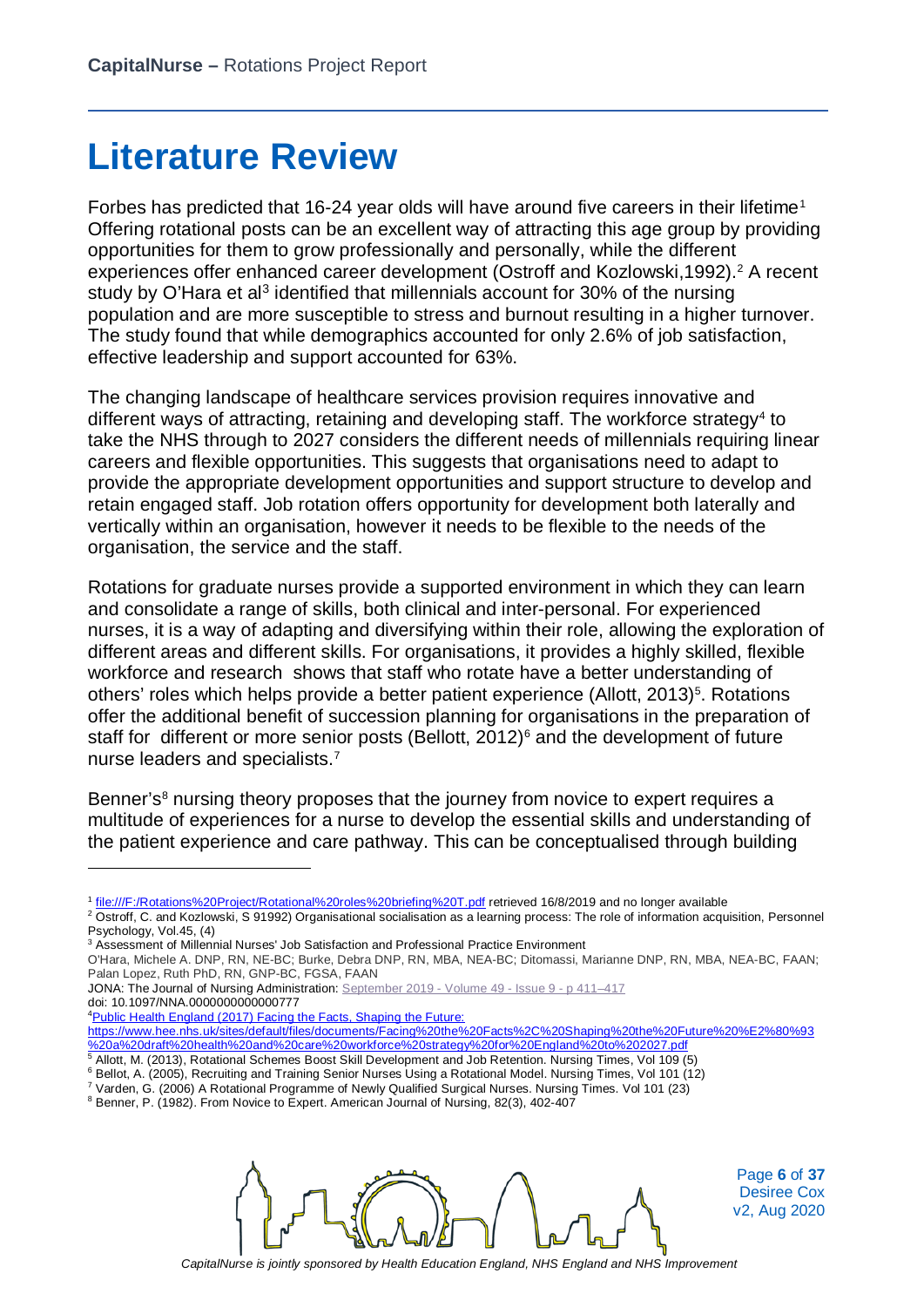# Literature Review

Forbes has predicted that 16-24 year olds will have around five careers in their lifetime[1] Offering rotational posts can be an excellent way of attracting this age group by providing opportunities for them to grow professionally and personally, while the different experiences offer enhanced career development (Ostroff and Kozlowski,1992).[2] A recent study by O'Hara et al[3] identified that millennials account for 30% of the nursing population and are more susceptible to stress and burnout resulting in a higher turnover. The study found that while demographics accounted for only 2.6% of job satisfaction, effective leadership and support accounted for 63%.

The changing landscape of healthcare services provision requires innovative and different ways of attracting, retaining and developing staff. The workforce strategy[4] to take the NHS through to 2027 considers the different needs of millennials requiring linear careers and flexible opportunities. This suggests that organisations need to adapt to provide the appropriate development opportunities and support structure to develop and retain engaged staff. Job rotation offers opportunity for development both laterally and vertically within an organisation, however it needs to be flexible to the needs of the organisation, the service and the staff.

Rotations for graduate nurses provide a supported environment in which they can learn and consolidate a range of skills, both clinical and inter-personal. For experienced nurses, it is a way of adapting and diversifying within their role, allowing the exploration of different areas and different skills. For organisations, it provides a highly skilled, flexible workforce and research shows that staff who rotate have a better understanding of others' roles which helps provide a better patient experience (Allott, 2013)[5]. Rotations offer the additional benefit of succession planning for organisations in the preparation of staff for different or more senior posts (Bellott, 2012)[6] and the development of future nurse leaders and specialists.[7]

Benner's[8] nursing theory proposes that the journey from novice to expert requires a multitude of experiences for a nurse to develop the essential skills and understanding of the patient experience and care pathway. This can be conceptualised through building

---

[1] file:///F:/Rotations%20Project/Rotational%20roles%20briefing%20T.pdf retrieved 16/8/2019 and no longer available

[2] Ostroff, C. and Kozlowski, S 91992) Organisational socialisation as a learning process: The role of information acquisition, Personnel Psychology, Vol.45, (4)

[3] Assessment of Millennial Nurses' Job Satisfaction and Professional Practice Environment
O'Hara, Michele A. DNP, RN, NE-BC; Burke, Debra DNP, RN, MBA, NEA-BC; Ditomassi, Marianne DNP, RN, MBA, NEA-BC, FAAN; Palan Lopez, Ruth PhD, RN, GNP-BC, FGSA, FAAN
JONA: The Journal of Nursing Administration: September 2019 - Volume 49 - Issue 9 - p 411–417
doi: 10.1097/NNA.0000000000000777

[4] Public Health England (2017) Facing the Facts, Shaping the Future:
https://www.hee.nhs.uk/sites/default/files/documents/Facing%20the%20Facts%2C%20Shaping%20the%20Future%20%E2%80%93%20a%20draft%20health%20and%20care%20workforce%20strategy%20for%20England%20to%202027.pdf

[5] Allott, M. (2013), Rotational Schemes Boost Skill Development and Job Retention. Nursing Times, Vol 109 (5)

[6] Bellot, A. (2005), Recruiting and Training Senior Nurses Using a Rotational Model. Nursing Times, Vol 101 (12)

[7] Varden, G. (2006) A Rotational Programme of Newly Qualified Surgical Nurses. Nursing Times. Vol 101 (23)

[8] Benner, P. (1982). From Novice to Expert. American Journal of Nursing, 82(3), 402-407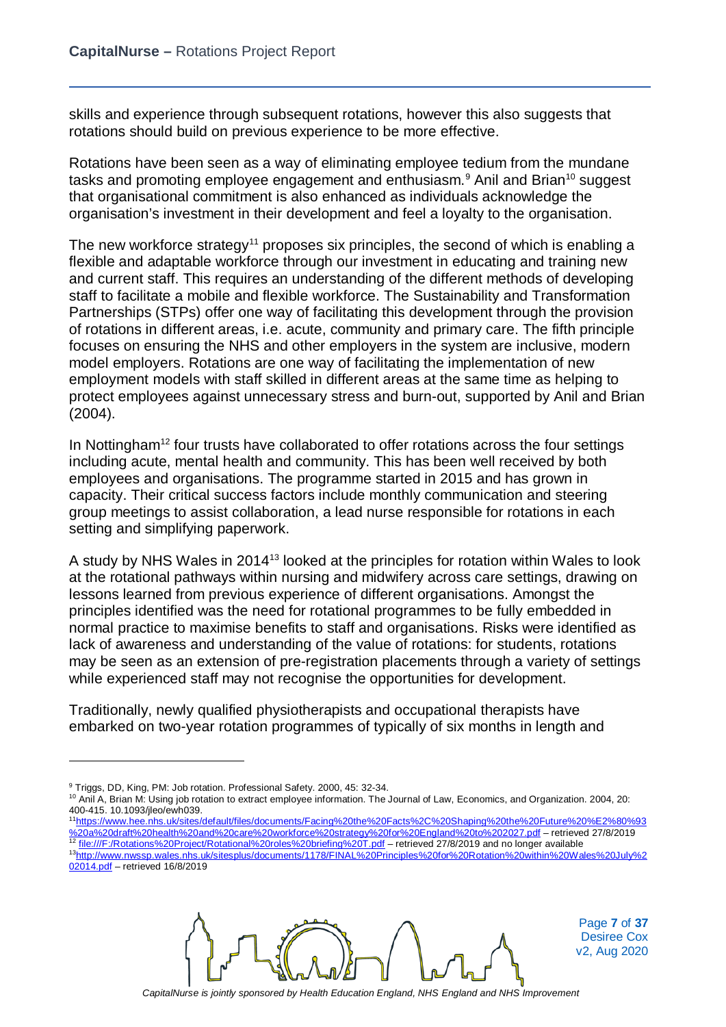skills and experience through subsequent rotations, however this also suggests that rotations should build on previous experience to be more effective.

Rotations have been seen as a way of eliminating employee tedium from the mundane tasks and promoting employee engagement and enthusiasm.[9] Anil and Brian[10] suggest that organisational commitment is also enhanced as individuals acknowledge the organisation's investment in their development and feel a loyalty to the organisation.

The new workforce strategy[11] proposes six principles, the second of which is enabling a flexible and adaptable workforce through our investment in educating and training new and current staff. This requires an understanding of the different methods of developing staff to facilitate a mobile and flexible workforce. The Sustainability and Transformation Partnerships (STPs) offer one way of facilitating this development through the provision of rotations in different areas, i.e. acute, community and primary care. The fifth principle focuses on ensuring the NHS and other employers in the system are inclusive, modern model employers. Rotations are one way of facilitating the implementation of new employment models with staff skilled in different areas at the same time as helping to protect employees against unnecessary stress and burn-out, supported by Anil and Brian (2004).

In Nottingham[12] four trusts have collaborated to offer rotations across the four settings including acute, mental health and community. This has been well received by both employees and organisations. The programme started in 2015 and has grown in capacity. Their critical success factors include monthly communication and steering group meetings to assist collaboration, a lead nurse responsible for rotations in each setting and simplifying paperwork.

A study by NHS Wales in 2014[13] looked at the principles for rotation within Wales to look at the rotational pathways within nursing and midwifery across care settings, drawing on lessons learned from previous experience of different organisations. Amongst the principles identified was the need for rotational programmes to be fully embedded in normal practice to maximise benefits to staff and organisations. Risks were identified as lack of awareness and understanding of the value of rotations: for students, rotations may be seen as an extension of pre-registration placements through a variety of settings while experienced staff may not recognise the opportunities for development.

Traditionally, newly qualified physiotherapists and occupational therapists have embarked on two-year rotation programmes of typically of six months in length and

---

[9] Triggs, DD, King, PM: Job rotation. Professional Safety. 2000, 45: 32-34.

[10] Anil A, Brian M: Using job rotation to extract employee information. The Journal of Law, Economics, and Organization. 2004, 20: 400-415. 10.1093/jleo/ewh039.

[11] https://www.hee.nhs.uk/sites/default/files/documents/Facing%20the%20Facts%2C%20Shaping%20the%20Future%20%E2%80%93%20a%20draft%20health%20and%20care%20workforce%20strategy%20for%20England%20to%202027.pdf – retrieved 27/8/2019

[12] file:///F:/Rotations%20Project/Rotational%20roles%20briefing%20T.pdf – retrieved 27/8/2019 and no longer available

[13] http://www.nwssp.wales.nhs.uk/sitesplus/documents/1178/FINAL%20Principles%20for%20Rotation%20within%20Wales%20July%202014.pdf – retrieved 16/8/2019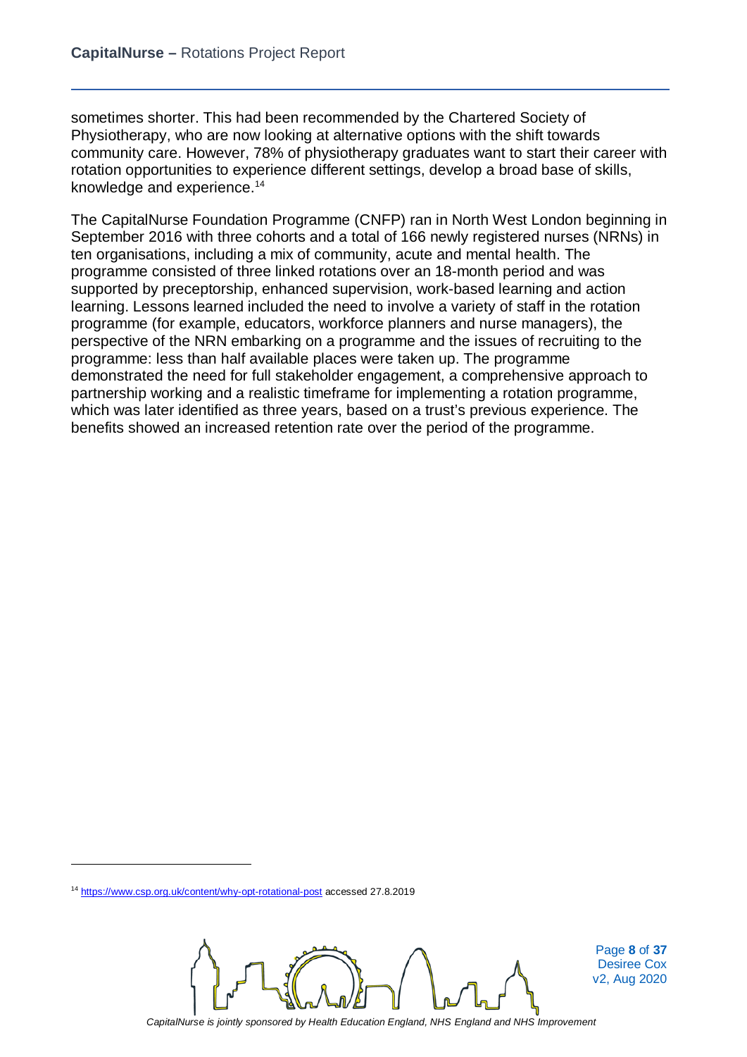sometimes shorter. This had been recommended by the Chartered Society of Physiotherapy, who are now looking at alternative options with the shift towards community care. However, 78% of physiotherapy graduates want to start their career with rotation opportunities to experience different settings, develop a broad base of skills, knowledge and experience.[14]

The CapitalNurse Foundation Programme (CNFP) ran in North West London beginning in September 2016 with three cohorts and a total of 166 newly registered nurses (NRNs) in ten organisations, including a mix of community, acute and mental health. The programme consisted of three linked rotations over an 18-month period and was supported by preceptorship, enhanced supervision, work-based learning and action learning. Lessons learned included the need to involve a variety of staff in the rotation programme (for example, educators, workforce planners and nurse managers), the perspective of the NRN embarking on a programme and the issues of recruiting to the programme: less than half available places were taken up. The programme demonstrated the need for full stakeholder engagement, a comprehensive approach to partnership working and a realistic timeframe for implementing a rotation programme, which was later identified as three years, based on a trust's previous experience. The benefits showed an increased retention rate over the period of the programme.

---

[14] https://www.csp.org.uk/content/why-opt-rotational-post accessed 27.8.2019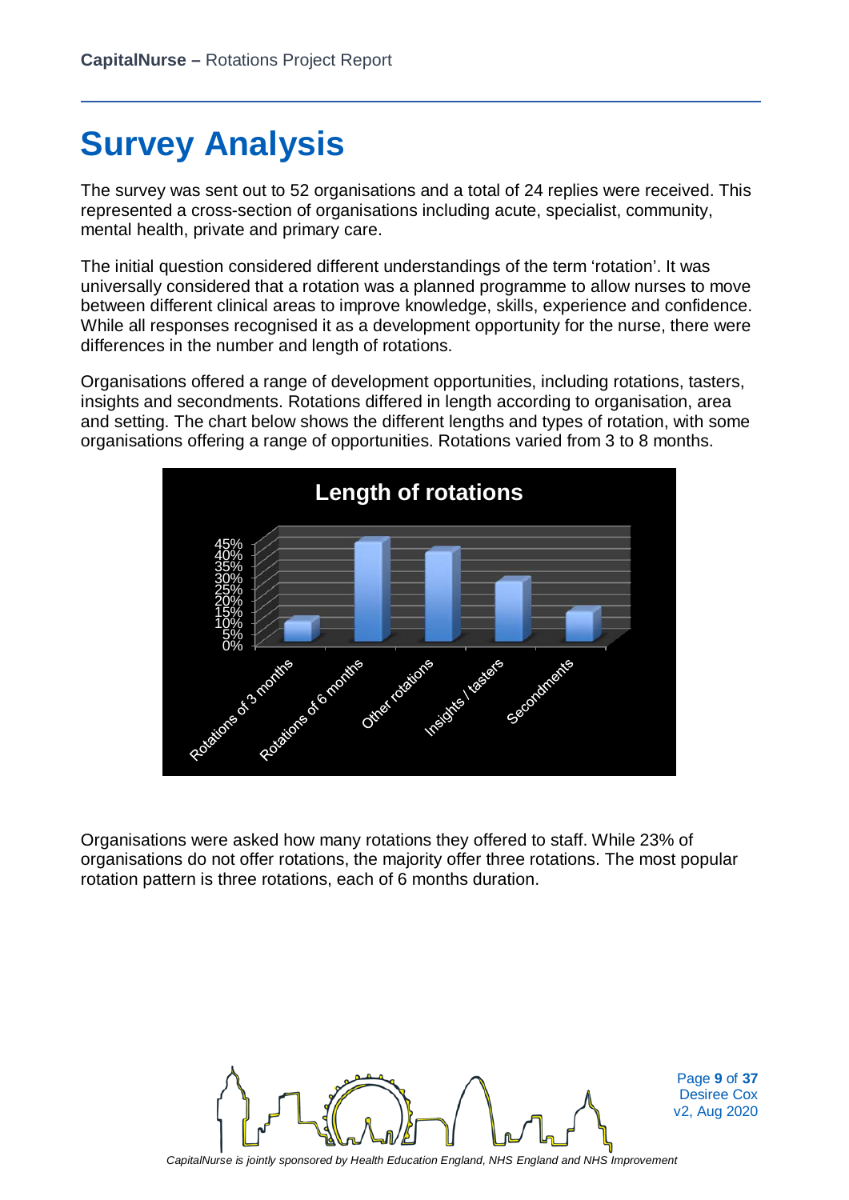# Survey Analysis

The survey was sent out to 52 organisations and a total of 24 replies were received. This represented a cross-section of organisations including acute, specialist, community, mental health, private and primary care.

The initial question considered different understandings of the term 'rotation'. It was universally considered that a rotation was a planned programme to allow nurses to move between different clinical areas to improve knowledge, skills, experience and confidence. While all responses recognised it as a development opportunity for the nurse, there were differences in the number and length of rotations.

Organisations offered a range of development opportunities, including rotations, tasters, insights and secondments. Rotations differed in length according to organisation, area and setting. The chart below shows the different lengths and types of rotation, with some organisations offering a range of opportunities. Rotations varied from 3 to 8 months.

Organisations were asked how many rotations they offered to staff. While 23% of organisations do not offer rotations, the majority offer three rotations. The most popular rotation pattern is three rotations, each of 6 months duration.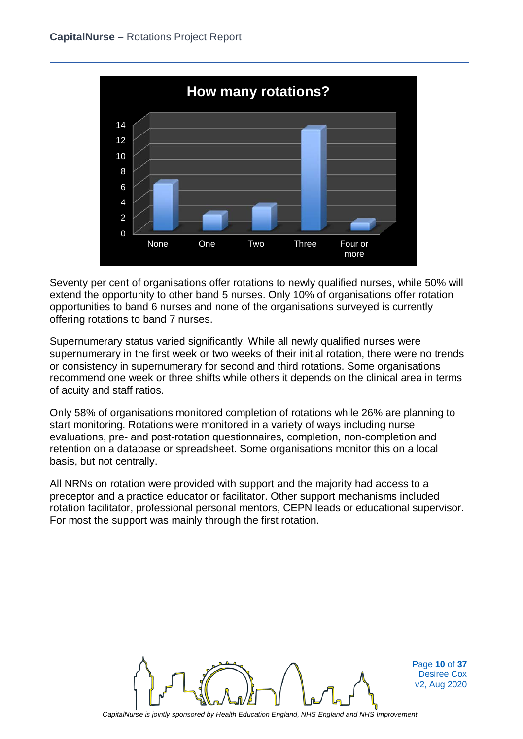Seventy per cent of organisations offer rotations to newly qualified nurses, while 50% will extend the opportunity to other band 5 nurses. Only 10% of organisations offer rotation opportunities to band 6 nurses and none of the organisations surveyed is currently offering rotations to band 7 nurses.

Supernumerary status varied significantly. While all newly qualified nurses were supernumerary in the first week or two weeks of their initial rotation, there were no trends or consistency in supernumerary for second and third rotations. Some organisations recommend one week or three shifts while others it depends on the clinical area in terms of acuity and staff ratios.

Only 58% of organisations monitored completion of rotations while 26% are planning to start monitoring. Rotations were monitored in a variety of ways including nurse evaluations, pre- and post-rotation questionnaires, completion, non-completion and retention on a database or spreadsheet. Some organisations monitor this on a local basis, but not centrally.

All NRNs on rotation were provided with support and the majority had access to a preceptor and a practice educator or facilitator. Other support mechanisms included rotation facilitator, professional personal mentors, CEPN leads or educational supervisor. For most the support was mainly through the first rotation.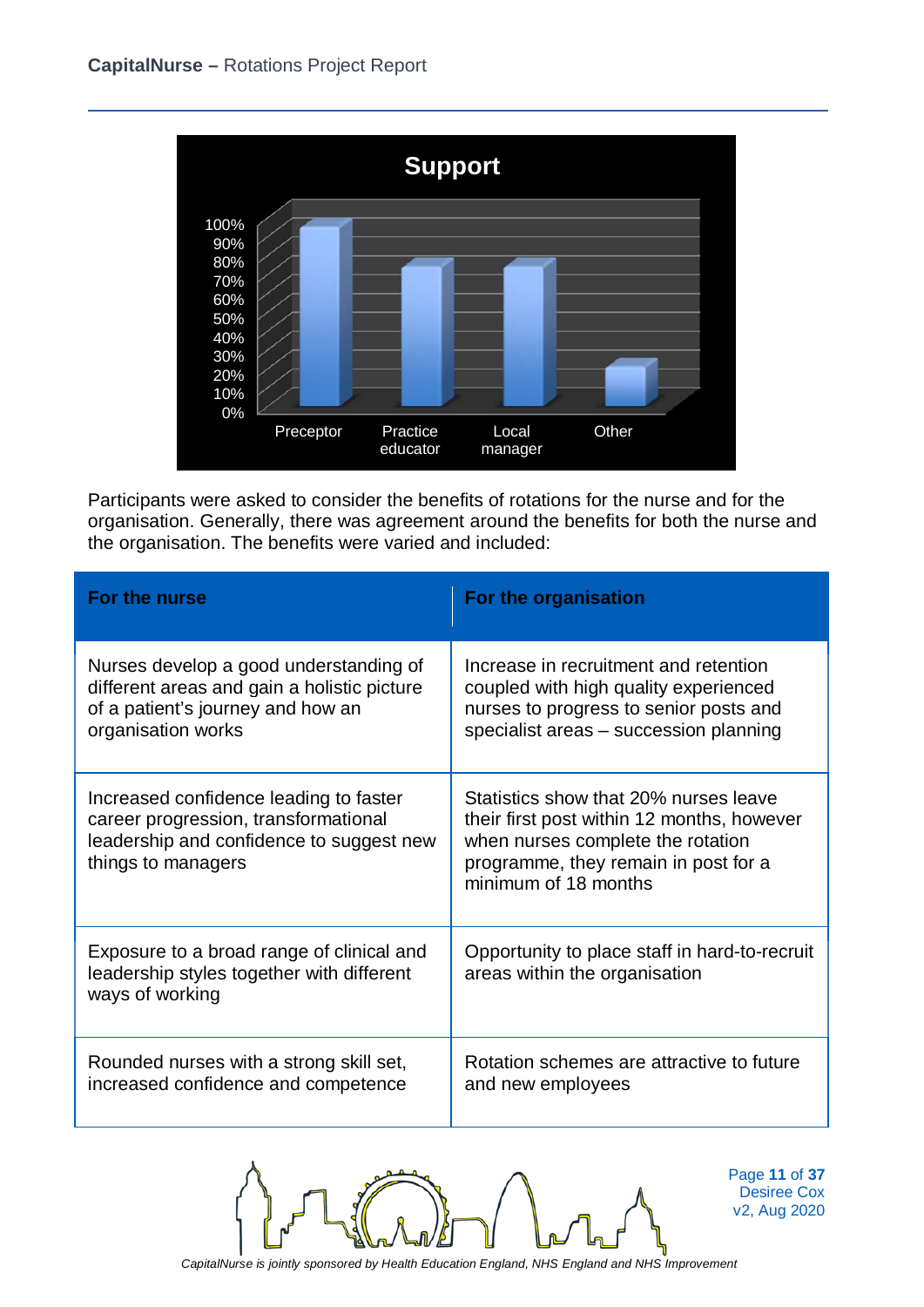**Support**

| | Preceptor | Practice educator | Local manager | Other |
|---|---|---|---|---|

Participants were asked to consider the benefits of rotations for the nurse and for the organisation. Generally, there was agreement around the benefits for both the nurse and the organisation. The benefits were varied and included:

| For the nurse | For the organisation |
|---|---|
| Nurses develop a good understanding of different areas and gain a holistic picture of a patient's journey and how an organisation works | Increase in recruitment and retention coupled with high quality experienced nurses to progress to senior posts and specialist areas – succession planning |
| Increased confidence leading to faster career progression, transformational leadership and confidence to suggest new things to managers | Statistics show that 20% nurses leave their first post within 12 months, however when nurses complete the rotation programme, they remain in post for a minimum of 18 months |
| Exposure to a broad range of clinical and leadership styles together with different ways of working | Opportunity to place staff in hard-to-recruit areas within the organisation |
| Rounded nurses with a strong skill set, increased confidence and competence | Rotation schemes are attractive to future and new employees |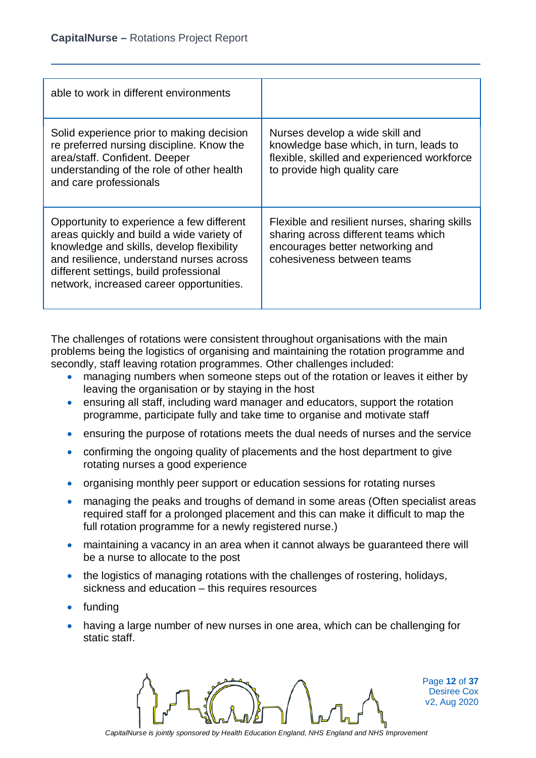| | |
|---|---|
| able to work in different environments | |
| Solid experience prior to making decision re preferred nursing discipline. Know the area/staff. Confident. Deeper understanding of the role of other health and care professionals | Nurses develop a wide skill and knowledge base which, in turn, leads to flexible, skilled and experienced workforce to provide high quality care |
| Opportunity to experience a few different areas quickly and build a wide variety of knowledge and skills, develop flexibility and resilience, understand nurses across different settings, build professional network, increased career opportunities. | Flexible and resilient nurses, sharing skills sharing across different teams which encourages better networking and cohesiveness between teams |

The challenges of rotations were consistent throughout organisations with the main problems being the logistics of organising and maintaining the rotation programme and secondly, staff leaving rotation programmes. Other challenges included:

- managing numbers when someone steps out of the rotation or leaves it either by leaving the organisation or by staying in the host
- ensuring all staff, including ward manager and educators, support the rotation programme, participate fully and take time to organise and motivate staff
- ensuring the purpose of rotations meets the dual needs of nurses and the service
- confirming the ongoing quality of placements and the host department to give rotating nurses a good experience
- organising monthly peer support or education sessions for rotating nurses
- managing the peaks and troughs of demand in some areas (Often specialist areas required staff for a prolonged placement and this can make it difficult to map the full rotation programme for a newly registered nurse.)
- maintaining a vacancy in an area when it cannot always be guaranteed there will be a nurse to allocate to the post
- the logistics of managing rotations with the challenges of rostering, holidays, sickness and education – this requires resources
- funding
- having a large number of new nurses in one area, which can be challenging for static staff.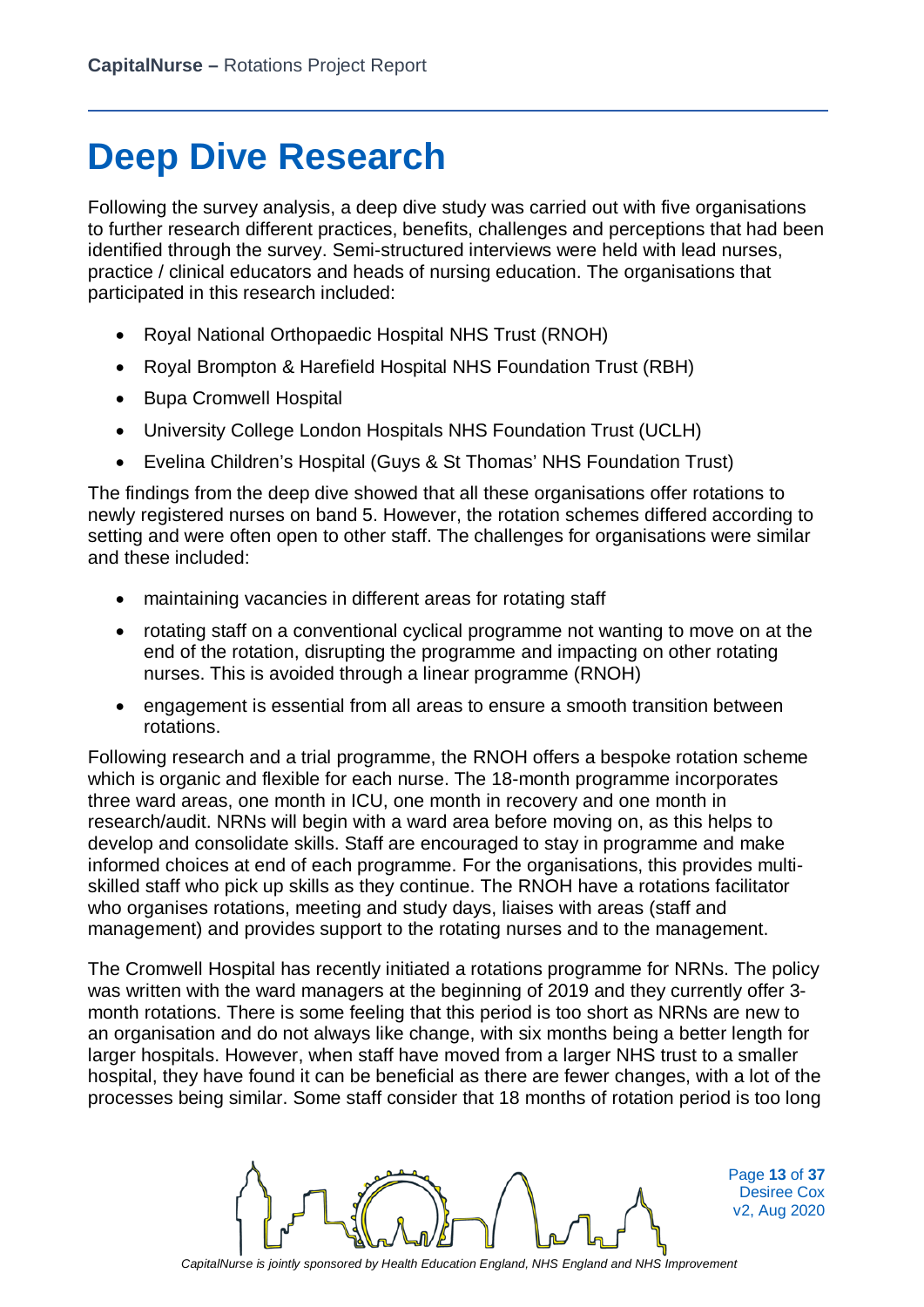# Deep Dive Research

Following the survey analysis, a deep dive study was carried out with five organisations to further research different practices, benefits, challenges and perceptions that had been identified through the survey. Semi-structured interviews were held with lead nurses, practice / clinical educators and heads of nursing education. The organisations that participated in this research included:

- Royal National Orthopaedic Hospital NHS Trust (RNOH)
- Royal Brompton & Harefield Hospital NHS Foundation Trust (RBH)
- Bupa Cromwell Hospital
- University College London Hospitals NHS Foundation Trust (UCLH)
- Evelina Children's Hospital (Guys & St Thomas' NHS Foundation Trust)

The findings from the deep dive showed that all these organisations offer rotations to newly registered nurses on band 5. However, the rotation schemes differed according to setting and were often open to other staff. The challenges for organisations were similar and these included:

- maintaining vacancies in different areas for rotating staff
- rotating staff on a conventional cyclical programme not wanting to move on at the end of the rotation, disrupting the programme and impacting on other rotating nurses. This is avoided through a linear programme (RNOH)
- engagement is essential from all areas to ensure a smooth transition between rotations.

Following research and a trial programme, the RNOH offers a bespoke rotation scheme which is organic and flexible for each nurse. The 18-month programme incorporates three ward areas, one month in ICU, one month in recovery and one month in research/audit. NRNs will begin with a ward area before moving on, as this helps to develop and consolidate skills. Staff are encouraged to stay in programme and make informed choices at end of each programme. For the organisations, this provides multi-skilled staff who pick up skills as they continue. The RNOH have a rotations facilitator who organises rotations, meeting and study days, liaises with areas (staff and management) and provides support to the rotating nurses and to the management.

The Cromwell Hospital has recently initiated a rotations programme for NRNs. The policy was written with the ward managers at the beginning of 2019 and they currently offer 3-month rotations. There is some feeling that this period is too short as NRNs are new to an organisation and do not always like change, with six months being a better length for larger hospitals. However, when staff have moved from a larger NHS trust to a smaller hospital, they have found it can be beneficial as there are fewer changes, with a lot of the processes being similar. Some staff consider that 18 months of rotation period is too long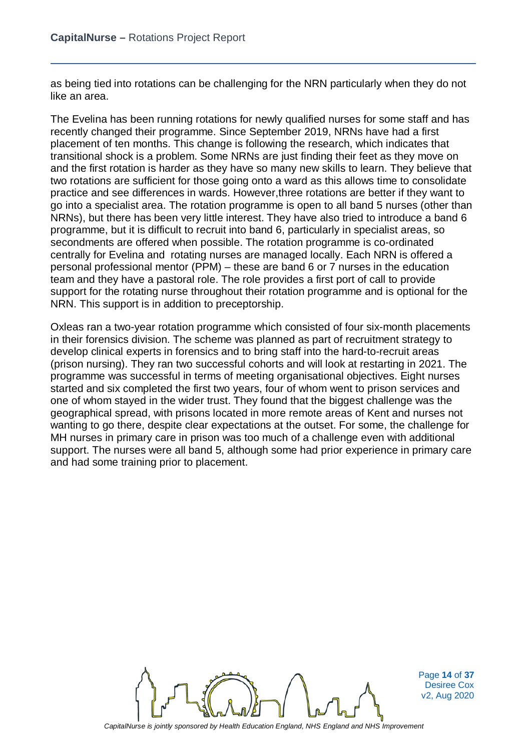as being tied into rotations can be challenging for the NRN particularly when they do not like an area.

The Evelina has been running rotations for newly qualified nurses for some staff and has recently changed their programme. Since September 2019, NRNs have had a first placement of ten months. This change is following the research, which indicates that transitional shock is a problem. Some NRNs are just finding their feet as they move on and the first rotation is harder as they have so many new skills to learn. They believe that two rotations are sufficient for those going onto a ward as this allows time to consolidate practice and see differences in wards. However,three rotations are better if they want to go into a specialist area. The rotation programme is open to all band 5 nurses (other than NRNs), but there has been very little interest. They have also tried to introduce a band 6 programme, but it is difficult to recruit into band 6, particularly in specialist areas, so secondments are offered when possible. The rotation programme is co-ordinated centrally for Evelina and rotating nurses are managed locally. Each NRN is offered a personal professional mentor (PPM) – these are band 6 or 7 nurses in the education team and they have a pastoral role. The role provides a first port of call to provide support for the rotating nurse throughout their rotation programme and is optional for the NRN. This support is in addition to preceptorship.

Oxleas ran a two-year rotation programme which consisted of four six-month placements in their forensics division. The scheme was planned as part of recruitment strategy to develop clinical experts in forensics and to bring staff into the hard-to-recruit areas (prison nursing). They ran two successful cohorts and will look at restarting in 2021. The programme was successful in terms of meeting organisational objectives. Eight nurses started and six completed the first two years, four of whom went to prison services and one of whom stayed in the wider trust. They found that the biggest challenge was the geographical spread, with prisons located in more remote areas of Kent and nurses not wanting to go there, despite clear expectations at the outset. For some, the challenge for MH nurses in primary care in prison was too much of a challenge even with additional support. The nurses were all band 5, although some had prior experience in primary care and had some training prior to placement.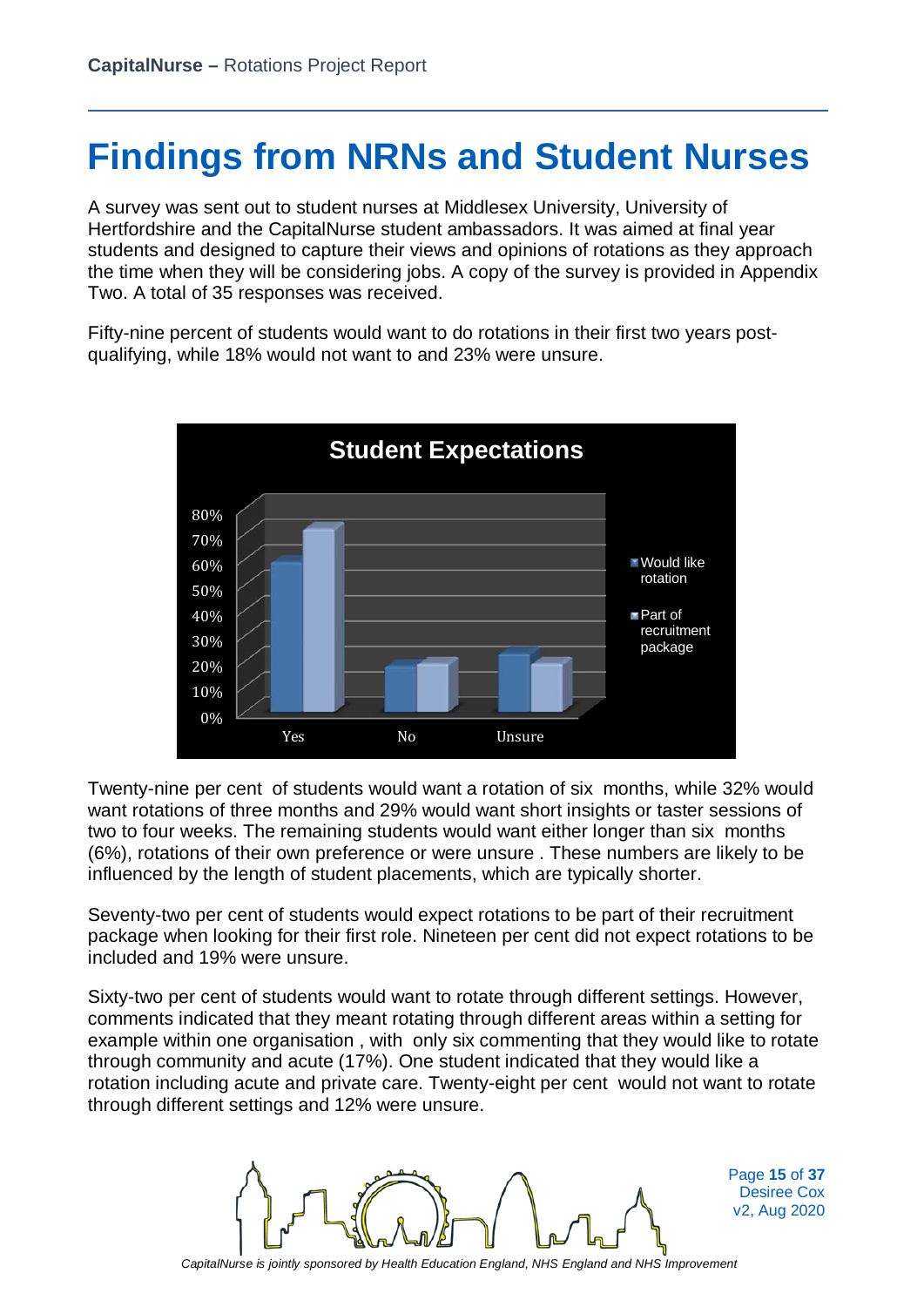# Findings from NRNs and Student Nurses

A survey was sent out to student nurses at Middlesex University, University of Hertfordshire and the CapitalNurse student ambassadors. It was aimed at final year students and designed to capture their views and opinions of rotations as they approach the time when they will be considering jobs. A copy of the survey is provided in Appendix Two. A total of 35 responses was received.

Fifty-nine percent of students would want to do rotations in their first two years post-qualifying, while 18% would not want to and 23% were unsure.

**Student Expectations**

| | Would like rotation | Part of recruitment package |
|---|---|---|
| Yes | 59% | 72% |
| No | 18% | 19% |
| Unsure | 23% | 19% |

Twenty-nine per cent of students would want a rotation of six months, while 32% would want rotations of three months and 29% would want short insights or taster sessions of two to four weeks. The remaining students would want either longer than six months (6%), rotations of their own preference or were unsure . These numbers are likely to be influenced by the length of student placements, which are typically shorter.

Seventy-two per cent of students would expect rotations to be part of their recruitment package when looking for their first role. Nineteen per cent did not expect rotations to be included and 19% were unsure.

Sixty-two per cent of students would want to rotate through different settings. However, comments indicated that they meant rotating through different areas within a setting for example within one organisation , with only six commenting that they would like to rotate through community and acute (17%). One student indicated that they would like a rotation including acute and private care. Twenty-eight per cent would not want to rotate through different settings and 12% were unsure.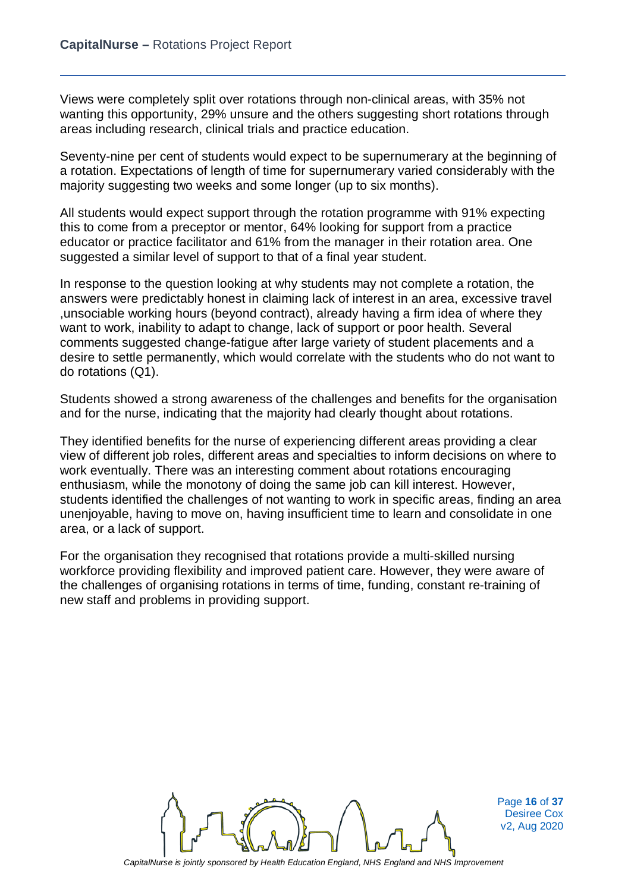Views were completely split over rotations through non-clinical areas, with 35% not wanting this opportunity, 29% unsure and the others suggesting short rotations through areas including research, clinical trials and practice education.

Seventy-nine per cent of students would expect to be supernumerary at the beginning of a rotation. Expectations of length of time for supernumerary varied considerably with the majority suggesting two weeks and some longer (up to six months).

All students would expect support through the rotation programme with 91% expecting this to come from a preceptor or mentor, 64% looking for support from a practice educator or practice facilitator and 61% from the manager in their rotation area. One suggested a similar level of support to that of a final year student.

In response to the question looking at why students may not complete a rotation, the answers were predictably honest in claiming lack of interest in an area, excessive travel ,unsociable working hours (beyond contract), already having a firm idea of where they want to work, inability to adapt to change, lack of support or poor health. Several comments suggested change-fatigue after large variety of student placements and a desire to settle permanently, which would correlate with the students who do not want to do rotations (Q1).

Students showed a strong awareness of the challenges and benefits for the organisation and for the nurse, indicating that the majority had clearly thought about rotations.

They identified benefits for the nurse of experiencing different areas providing a clear view of different job roles, different areas and specialties to inform decisions on where to work eventually. There was an interesting comment about rotations encouraging enthusiasm, while the monotony of doing the same job can kill interest. However, students identified the challenges of not wanting to work in specific areas, finding an area unenjoyable, having to move on, having insufficient time to learn and consolidate in one area, or a lack of support.

For the organisation they recognised that rotations provide a multi-skilled nursing workforce providing flexibility and improved patient care. However, they were aware of the challenges of organising rotations in terms of time, funding, constant re-training of new staff and problems in providing support.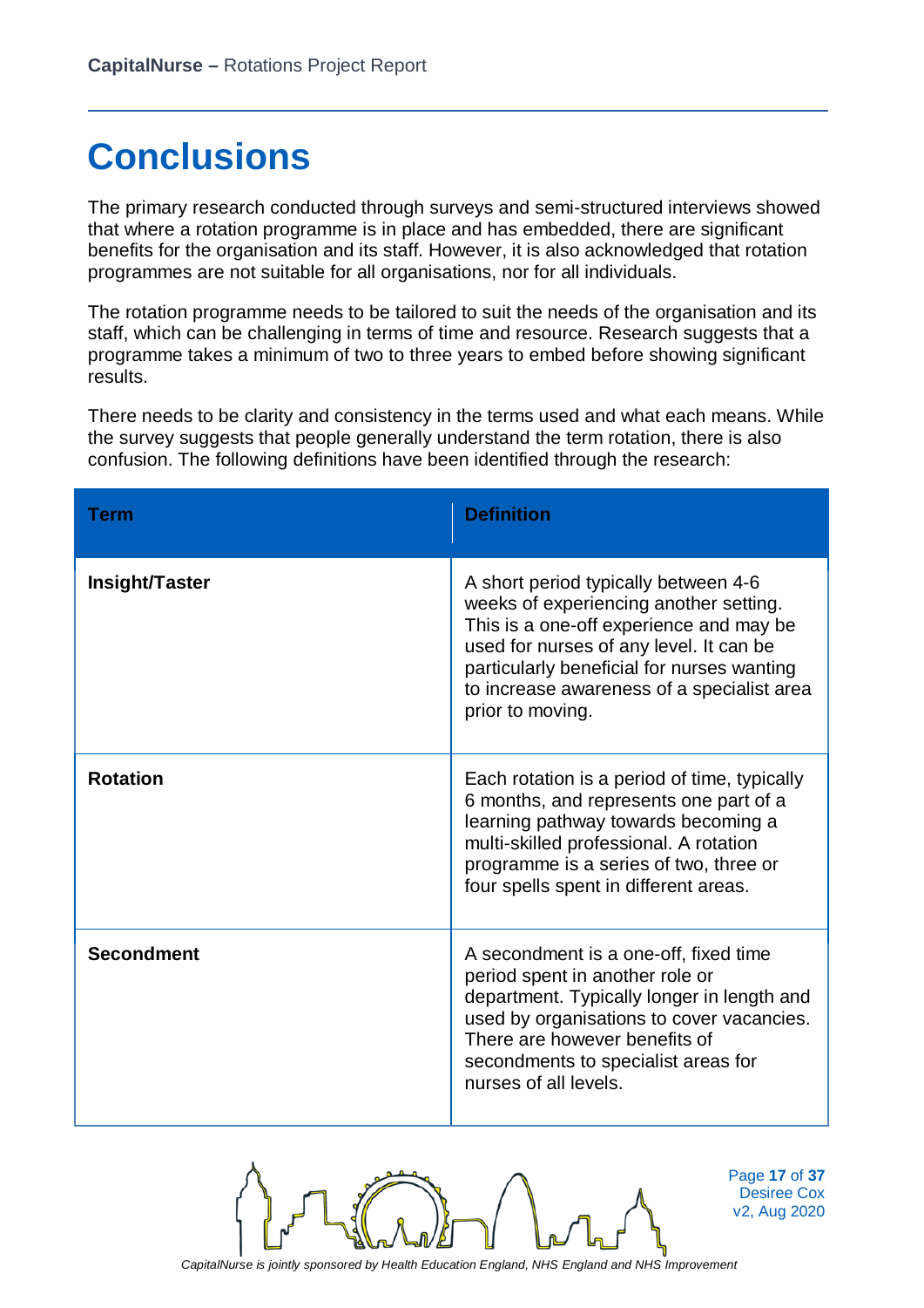# Conclusions

The primary research conducted through surveys and semi-structured interviews showed that where a rotation programme is in place and has embedded, there are significant benefits for the organisation and its staff. However, it is also acknowledged that rotation programmes are not suitable for all organisations, nor for all individuals.

The rotation programme needs to be tailored to suit the needs of the organisation and its staff, which can be challenging in terms of time and resource. Research suggests that a programme takes a minimum of two to three years to embed before showing significant results.

There needs to be clarity and consistency in the terms used and what each means. While the survey suggests that people generally understand the term rotation, there is also confusion. The following definitions have been identified through the research:

| Term | Definition |
|---|---|
| **Insight/Taster** | A short period typically between 4-6 weeks of experiencing another setting. This is a one-off experience and may be used for nurses of any level. It can be particularly beneficial for nurses wanting to increase awareness of a specialist area prior to moving. |
| **Rotation** | Each rotation is a period of time, typically 6 months, and represents one part of a learning pathway towards becoming a multi-skilled professional. A rotation programme is a series of two, three or four spells spent in different areas. |
| **Secondment** | A secondment is a one-off, fixed time period spent in another role or department. Typically longer in length and used by organisations to cover vacancies. There are however benefits of secondments to specialist areas for nurses of all levels. |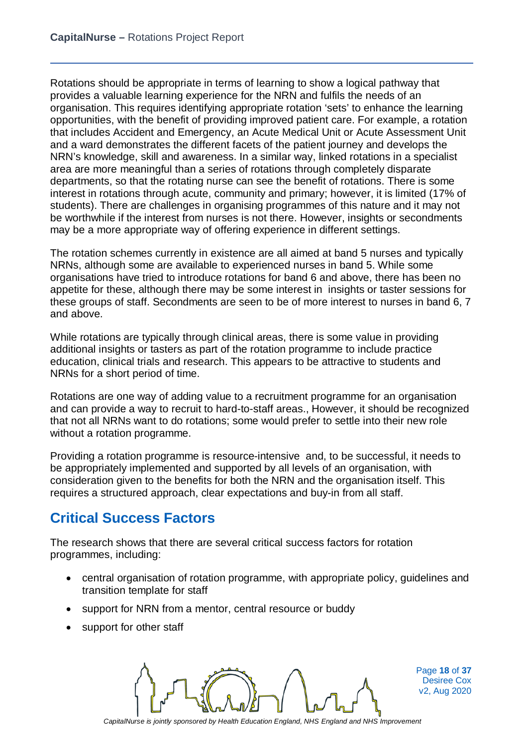Rotations should be appropriate in terms of learning to show a logical pathway that provides a valuable learning experience for the NRN and fulfils the needs of an organisation. This requires identifying appropriate rotation 'sets' to enhance the learning opportunities, with the benefit of providing improved patient care. For example, a rotation that includes Accident and Emergency, an Acute Medical Unit or Acute Assessment Unit and a ward demonstrates the different facets of the patient journey and develops the NRN's knowledge, skill and awareness. In a similar way, linked rotations in a specialist area are more meaningful than a series of rotations through completely disparate departments, so that the rotating nurse can see the benefit of rotations. There is some interest in rotations through acute, community and primary; however, it is limited (17% of students). There are challenges in organising programmes of this nature and it may not be worthwhile if the interest from nurses is not there. However, insights or secondments may be a more appropriate way of offering experience in different settings.

The rotation schemes currently in existence are all aimed at band 5 nurses and typically NRNs, although some are available to experienced nurses in band 5. While some organisations have tried to introduce rotations for band 6 and above, there has been no appetite for these, although there may be some interest in insights or taster sessions for these groups of staff. Secondments are seen to be of more interest to nurses in band 6, 7 and above.

While rotations are typically through clinical areas, there is some value in providing additional insights or tasters as part of the rotation programme to include practice education, clinical trials and research. This appears to be attractive to students and NRNs for a short period of time.

Rotations are one way of adding value to a recruitment programme for an organisation and can provide a way to recruit to hard-to-staff areas., However, it should be recognized that not all NRNs want to do rotations; some would prefer to settle into their new role without a rotation programme.

Providing a rotation programme is resource-intensive and, to be successful, it needs to be appropriately implemented and supported by all levels of an organisation, with consideration given to the benefits for both the NRN and the organisation itself. This requires a structured approach, clear expectations and buy-in from all staff.

## Critical Success Factors

The research shows that there are several critical success factors for rotation programmes, including:

- central organisation of rotation programme, with appropriate policy, guidelines and transition template for staff
- support for NRN from a mentor, central resource or buddy
- support for other staff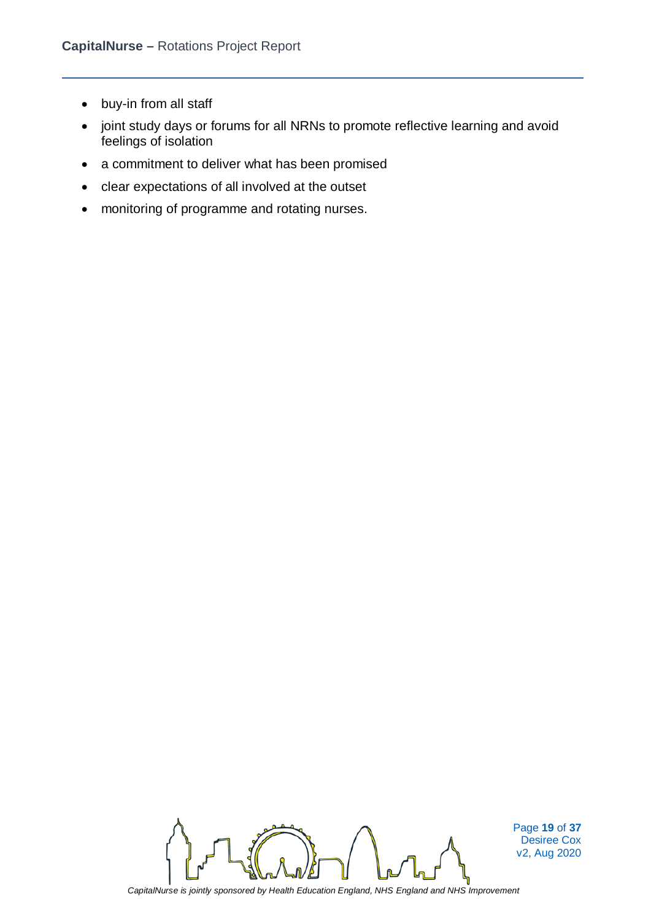- buy-in from all staff
- joint study days or forums for all NRNs to promote reflective learning and avoid feelings of isolation
- a commitment to deliver what has been promised
- clear expectations of all involved at the outset
- monitoring of programme and rotating nurses.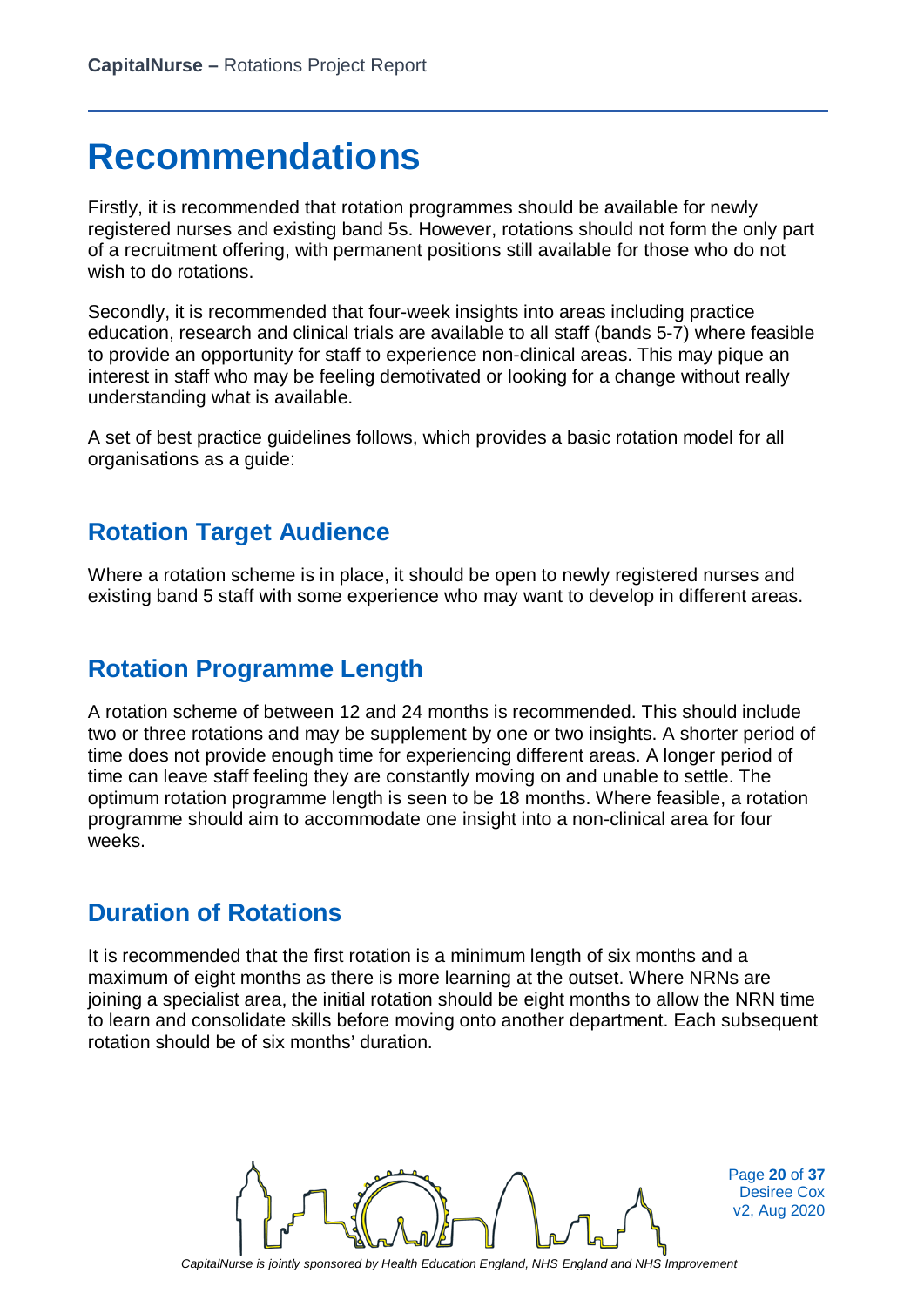# Recommendations

Firstly, it is recommended that rotation programmes should be available for newly registered nurses and existing band 5s. However, rotations should not form the only part of a recruitment offering, with permanent positions still available for those who do not wish to do rotations.

Secondly, it is recommended that four-week insights into areas including practice education, research and clinical trials are available to all staff (bands 5-7) where feasible to provide an opportunity for staff to experience non-clinical areas. This may pique an interest in staff who may be feeling demotivated or looking for a change without really understanding what is available.

A set of best practice guidelines follows, which provides a basic rotation model for all organisations as a guide:

## Rotation Target Audience

Where a rotation scheme is in place, it should be open to newly registered nurses and existing band 5 staff with some experience who may want to develop in different areas.

## Rotation Programme Length

A rotation scheme of between 12 and 24 months is recommended. This should include two or three rotations and may be supplement by one or two insights. A shorter period of time does not provide enough time for experiencing different areas. A longer period of time can leave staff feeling they are constantly moving on and unable to settle. The optimum rotation programme length is seen to be 18 months. Where feasible, a rotation programme should aim to accommodate one insight into a non-clinical area for four weeks.

## Duration of Rotations

It is recommended that the first rotation is a minimum length of six months and a maximum of eight months as there is more learning at the outset. Where NRNs are joining a specialist area, the initial rotation should be eight months to allow the NRN time to learn and consolidate skills before moving onto another department. Each subsequent rotation should be of six months' duration.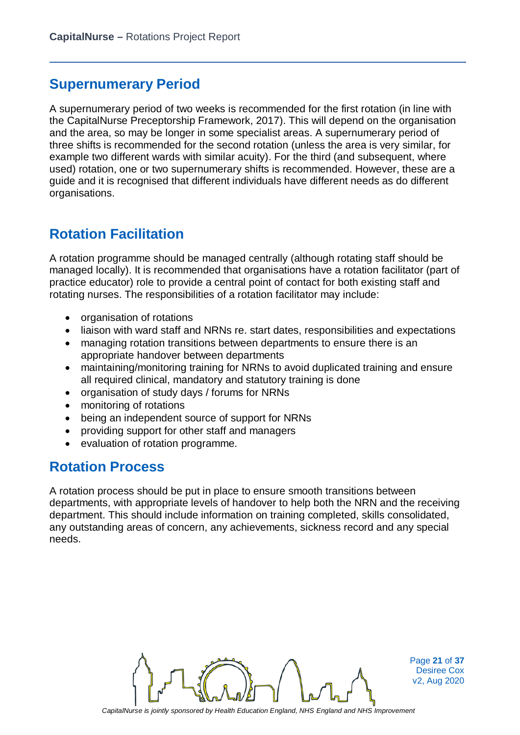## Supernumerary Period

A supernumerary period of two weeks is recommended for the first rotation (in line with the CapitalNurse Preceptorship Framework, 2017). This will depend on the organisation and the area, so may be longer in some specialist areas. A supernumerary period of three shifts is recommended for the second rotation (unless the area is very similar, for example two different wards with similar acuity). For the third (and subsequent, where used) rotation, one or two supernumerary shifts is recommended. However, these are a guide and it is recognised that different individuals have different needs as do different organisations.

## Rotation Facilitation

A rotation programme should be managed centrally (although rotating staff should be managed locally). It is recommended that organisations have a rotation facilitator (part of practice educator) role to provide a central point of contact for both existing staff and rotating nurses. The responsibilities of a rotation facilitator may include:

- organisation of rotations
- liaison with ward staff and NRNs re. start dates, responsibilities and expectations
- managing rotation transitions between departments to ensure there is an appropriate handover between departments
- maintaining/monitoring training for NRNs to avoid duplicated training and ensure all required clinical, mandatory and statutory training is done
- organisation of study days / forums for NRNs
- monitoring of rotations
- being an independent source of support for NRNs
- providing support for other staff and managers
- evaluation of rotation programme.

## Rotation Process

A rotation process should be put in place to ensure smooth transitions between departments, with appropriate levels of handover to help both the NRN and the receiving department. This should include information on training completed, skills consolidated, any outstanding areas of concern, any achievements, sickness record and any special needs.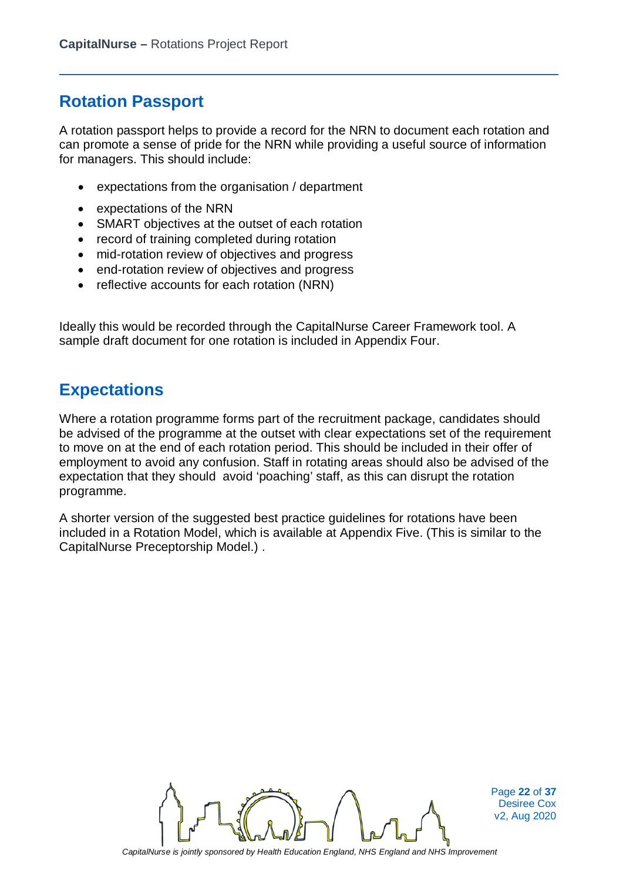## Rotation Passport

A rotation passport helps to provide a record for the NRN to document each rotation and can promote a sense of pride for the NRN while providing a useful source of information for managers. This should include:

- expectations from the organisation / department
- expectations of the NRN
- SMART objectives at the outset of each rotation
- record of training completed during rotation
- mid-rotation review of objectives and progress
- end-rotation review of objectives and progress
- reflective accounts for each rotation (NRN)

Ideally this would be recorded through the CapitalNurse Career Framework tool. A sample draft document for one rotation is included in Appendix Four.

## Expectations

Where a rotation programme forms part of the recruitment package, candidates should be advised of the programme at the outset with clear expectations set of the requirement to move on at the end of each rotation period. This should be included in their offer of employment to avoid any confusion. Staff in rotating areas should also be advised of the expectation that they should avoid 'poaching' staff, as this can disrupt the rotation programme.

A shorter version of the suggested best practice guidelines for rotations have been included in a Rotation Model, which is available at Appendix Five. (This is similar to the CapitalNurse Preceptorship Model.) .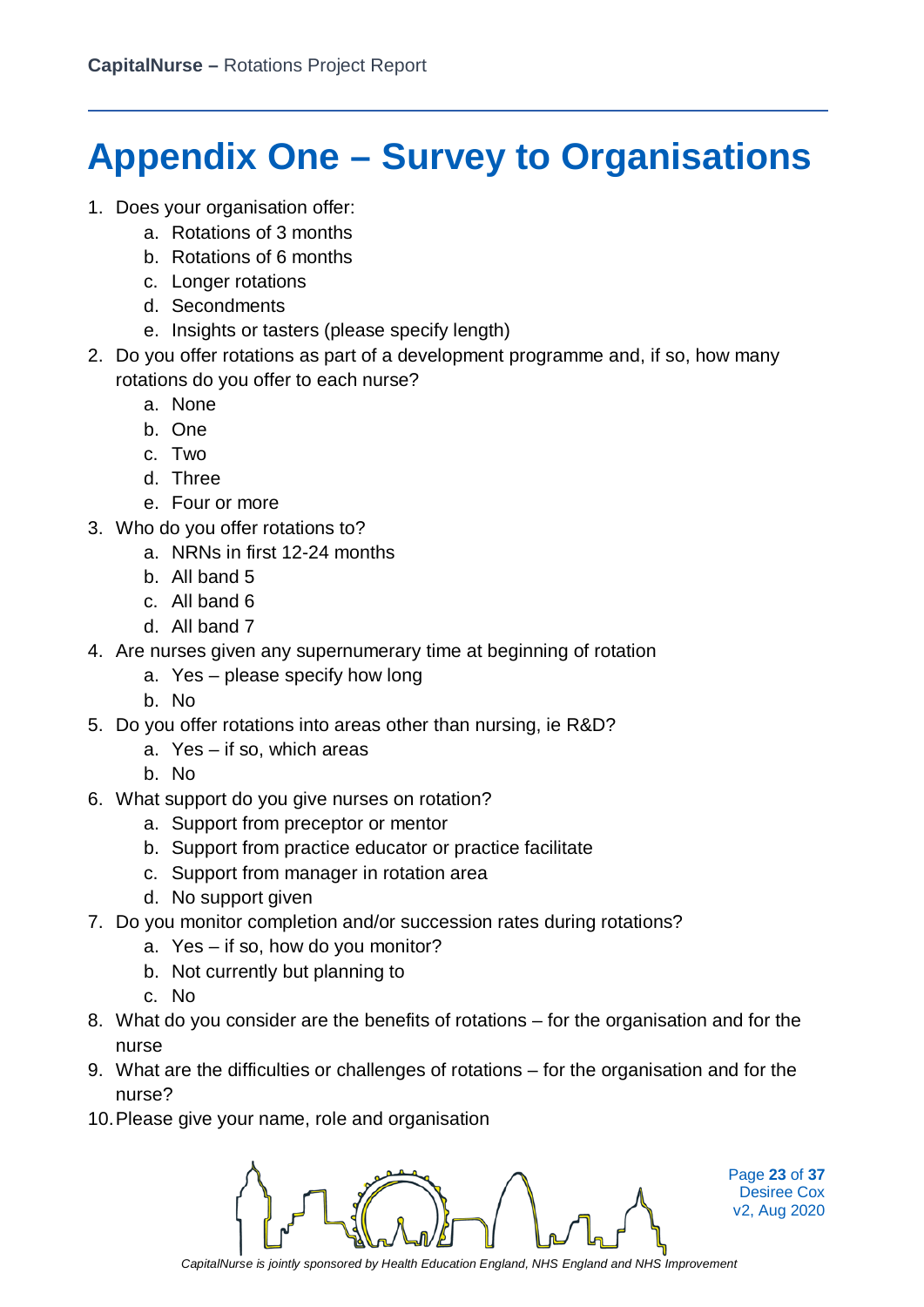# Appendix One – Survey to Organisations

1. Does your organisation offer:
    a. Rotations of 3 months
    b. Rotations of 6 months
    c. Longer rotations
    d. Secondments
    e. Insights or tasters (please specify length)
2. Do you offer rotations as part of a development programme and, if so, how many rotations do you offer to each nurse?
    a. None
    b. One
    c. Two
    d. Three
    e. Four or more
3. Who do you offer rotations to?
    a. NRNs in first 12-24 months
    b. All band 5
    c. All band 6
    d. All band 7
4. Are nurses given any supernumerary time at beginning of rotation
    a. Yes – please specify how long
    b. No
5. Do you offer rotations into areas other than nursing, ie R&D?
    a. Yes – if so, which areas
    b. No
6. What support do you give nurses on rotation?
    a. Support from preceptor or mentor
    b. Support from practice educator or practice facilitate
    c. Support from manager in rotation area
    d. No support given
7. Do you monitor completion and/or succession rates during rotations?
    a. Yes – if so, how do you monitor?
    b. Not currently but planning to
    c. No
8. What do you consider are the benefits of rotations – for the organisation and for the nurse
9. What are the difficulties or challenges of rotations – for the organisation and for the nurse?
10. Please give your name, role and organisation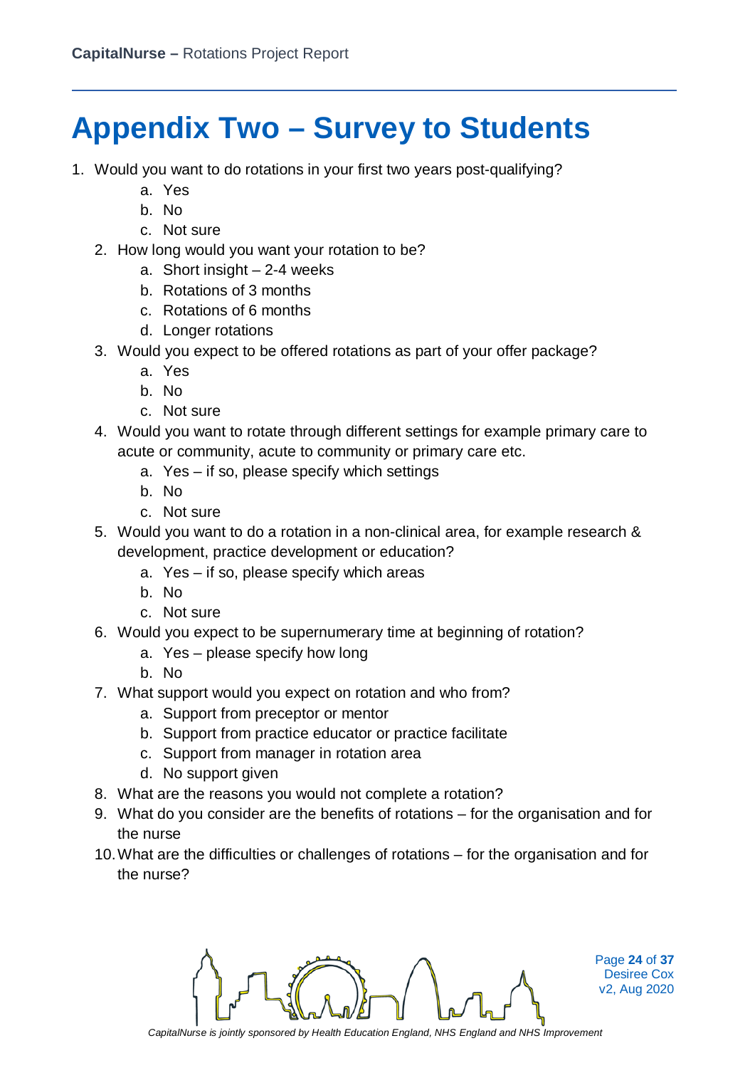# Appendix Two – Survey to Students

1. Would you want to do rotations in your first two years post-qualifying?
    a. Yes
    b. No
    c. Not sure
2. How long would you want your rotation to be?
    a. Short insight – 2-4 weeks
    b. Rotations of 3 months
    c. Rotations of 6 months
    d. Longer rotations
3. Would you expect to be offered rotations as part of your offer package?
    a. Yes
    b. No
    c. Not sure
4. Would you want to rotate through different settings for example primary care to acute or community, acute to community or primary care etc.
    a. Yes – if so, please specify which settings
    b. No
    c. Not sure
5. Would you want to do a rotation in a non-clinical area, for example research & development, practice development or education?
    a. Yes – if so, please specify which areas
    b. No
    c. Not sure
6. Would you expect to be supernumerary time at beginning of rotation?
    a. Yes – please specify how long
    b. No
7. What support would you expect on rotation and who from?
    a. Support from preceptor or mentor
    b. Support from practice educator or practice facilitate
    c. Support from manager in rotation area
    d. No support given
8. What are the reasons you would not complete a rotation?
9. What do you consider are the benefits of rotations – for the organisation and for the nurse
10. What are the difficulties or challenges of rotations – for the organisation and for the nurse?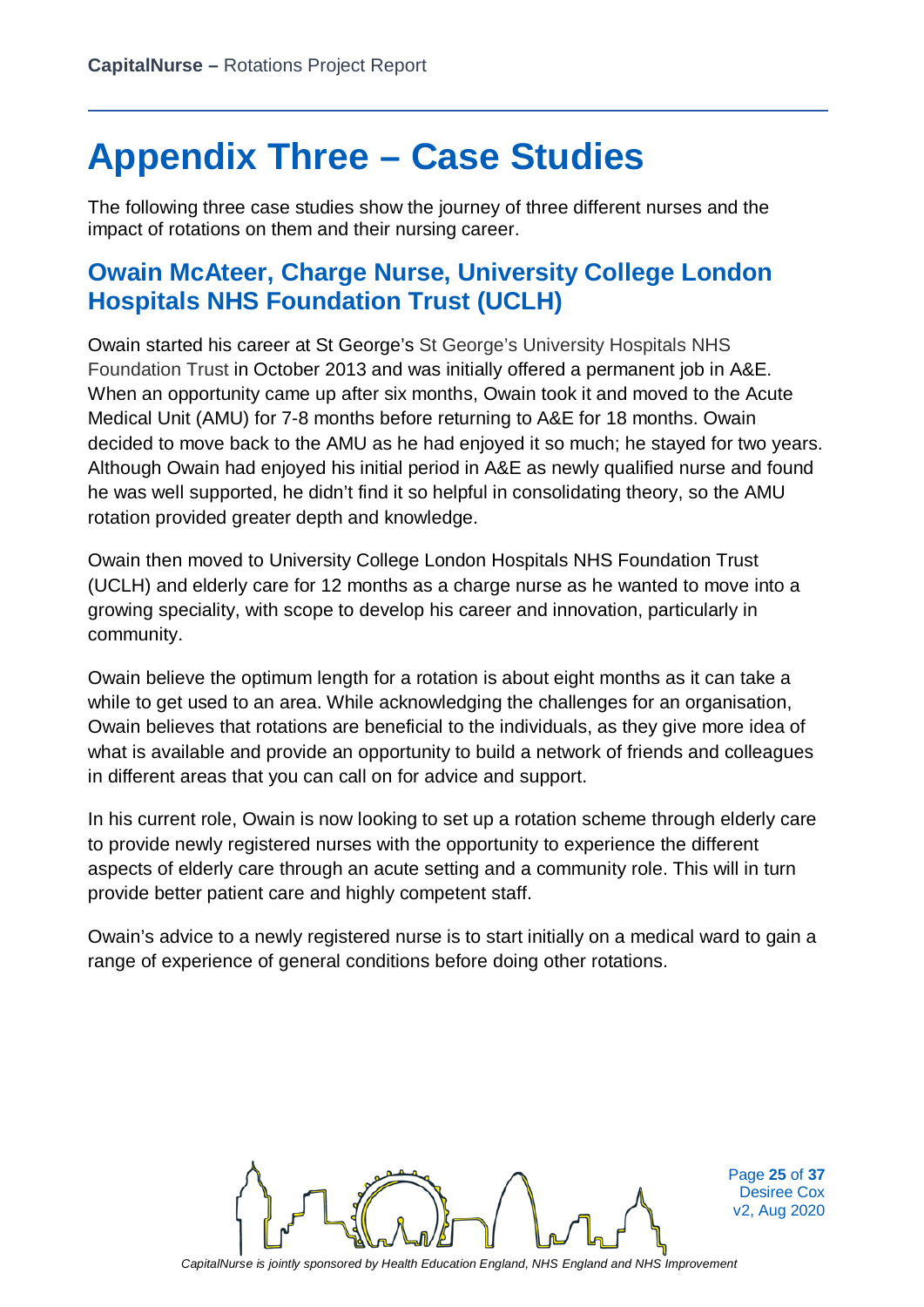# Appendix Three – Case Studies

The following three case studies show the journey of three different nurses and the impact of rotations on them and their nursing career.

## Owain McAteer, Charge Nurse, University College London Hospitals NHS Foundation Trust (UCLH)

Owain started his career at St George's St George's University Hospitals NHS Foundation Trust in October 2013 and was initially offered a permanent job in A&E. When an opportunity came up after six months, Owain took it and moved to the Acute Medical Unit (AMU) for 7-8 months before returning to A&E for 18 months. Owain decided to move back to the AMU as he had enjoyed it so much; he stayed for two years. Although Owain had enjoyed his initial period in A&E as newly qualified nurse and found he was well supported, he didn't find it so helpful in consolidating theory, so the AMU rotation provided greater depth and knowledge.

Owain then moved to University College London Hospitals NHS Foundation Trust (UCLH) and elderly care for 12 months as a charge nurse as he wanted to move into a growing speciality, with scope to develop his career and innovation, particularly in community.

Owain believe the optimum length for a rotation is about eight months as it can take a while to get used to an area. While acknowledging the challenges for an organisation, Owain believes that rotations are beneficial to the individuals, as they give more idea of what is available and provide an opportunity to build a network of friends and colleagues in different areas that you can call on for advice and support.

In his current role, Owain is now looking to set up a rotation scheme through elderly care to provide newly registered nurses with the opportunity to experience the different aspects of elderly care through an acute setting and a community role. This will in turn provide better patient care and highly competent staff.

Owain's advice to a newly registered nurse is to start initially on a medical ward to gain a range of experience of general conditions before doing other rotations.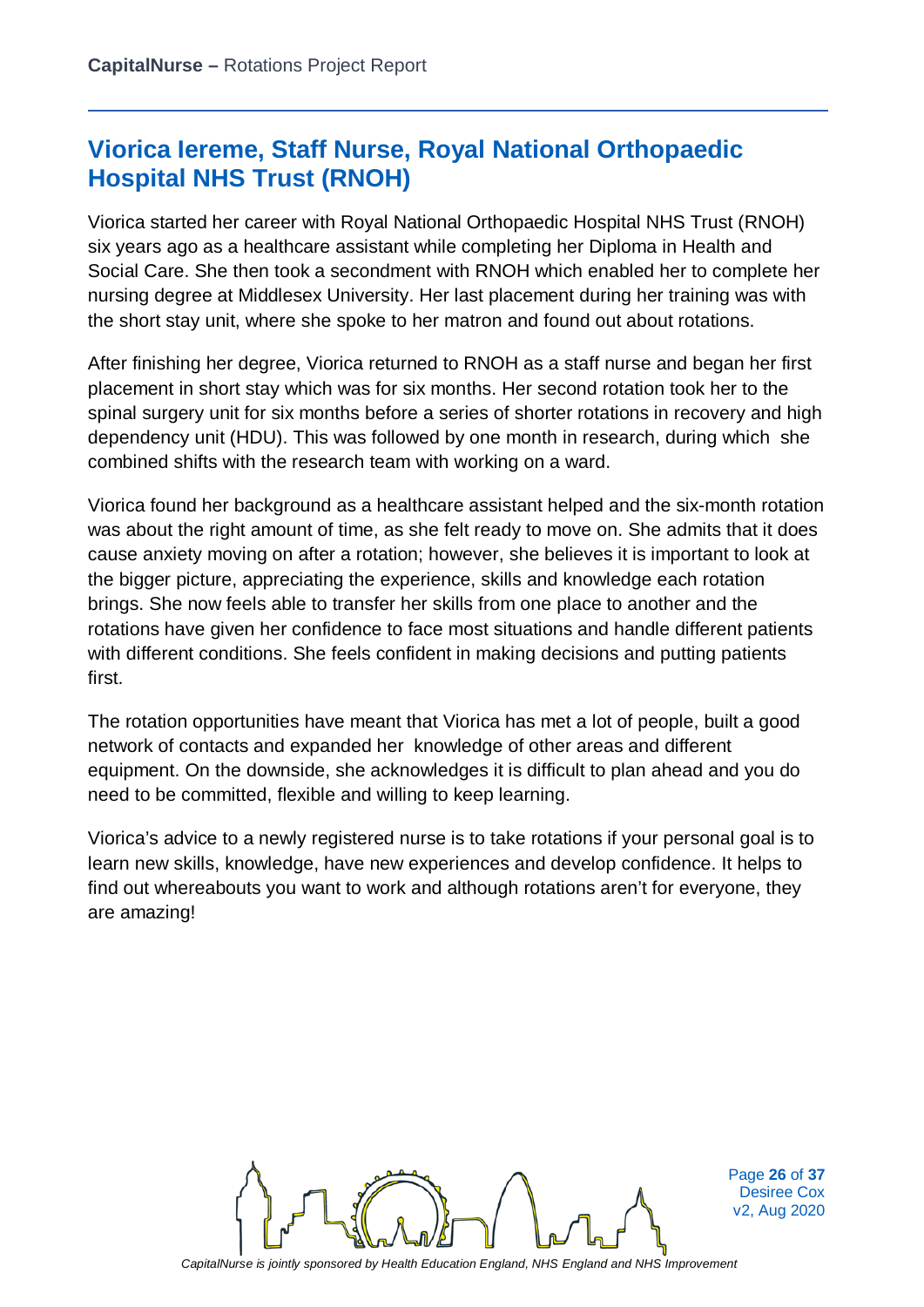## Viorica Iereme, Staff Nurse, Royal National Orthopaedic Hospital NHS Trust (RNOH)

Viorica started her career with Royal National Orthopaedic Hospital NHS Trust (RNOH) six years ago as a healthcare assistant while completing her Diploma in Health and Social Care. She then took a secondment with RNOH which enabled her to complete her nursing degree at Middlesex University. Her last placement during her training was with the short stay unit, where she spoke to her matron and found out about rotations.

After finishing her degree, Viorica returned to RNOH as a staff nurse and began her first placement in short stay which was for six months. Her second rotation took her to the spinal surgery unit for six months before a series of shorter rotations in recovery and high dependency unit (HDU). This was followed by one month in research, during which she combined shifts with the research team with working on a ward.

Viorica found her background as a healthcare assistant helped and the six-month rotation was about the right amount of time, as she felt ready to move on. She admits that it does cause anxiety moving on after a rotation; however, she believes it is important to look at the bigger picture, appreciating the experience, skills and knowledge each rotation brings. She now feels able to transfer her skills from one place to another and the rotations have given her confidence to face most situations and handle different patients with different conditions. She feels confident in making decisions and putting patients first.

The rotation opportunities have meant that Viorica has met a lot of people, built a good network of contacts and expanded her knowledge of other areas and different equipment. On the downside, she acknowledges it is difficult to plan ahead and you do need to be committed, flexible and willing to keep learning.

Viorica's advice to a newly registered nurse is to take rotations if your personal goal is to learn new skills, knowledge, have new experiences and develop confidence. It helps to find out whereabouts you want to work and although rotations aren't for everyone, they are amazing!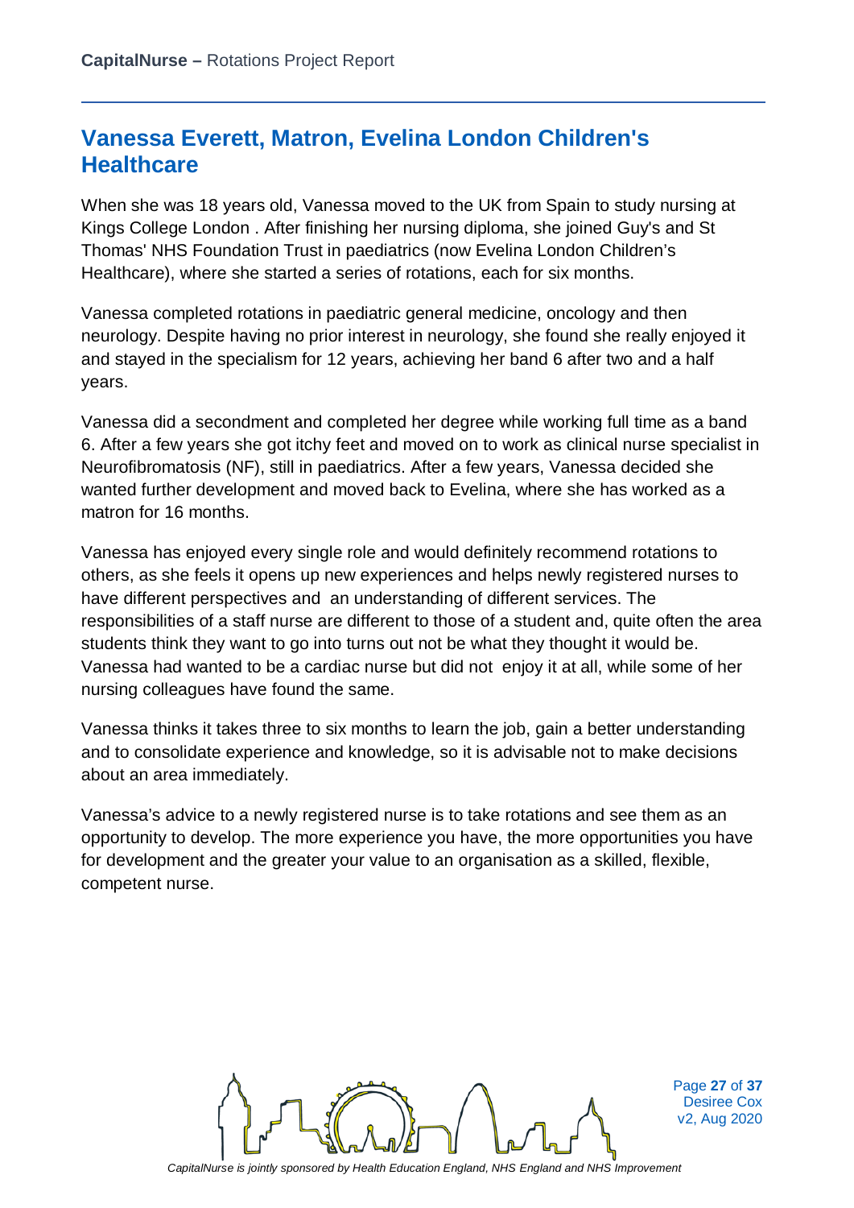## Vanessa Everett, Matron, Evelina London Children's Healthcare

When she was 18 years old, Vanessa moved to the UK from Spain to study nursing at Kings College London . After finishing her nursing diploma, she joined Guy's and St Thomas' NHS Foundation Trust in paediatrics (now Evelina London Children's Healthcare), where she started a series of rotations, each for six months.

Vanessa completed rotations in paediatric general medicine, oncology and then neurology. Despite having no prior interest in neurology, she found she really enjoyed it and stayed in the specialism for 12 years, achieving her band 6 after two and a half years.

Vanessa did a secondment and completed her degree while working full time as a band 6. After a few years she got itchy feet and moved on to work as clinical nurse specialist in Neurofibromatosis (NF), still in paediatrics. After a few years, Vanessa decided she wanted further development and moved back to Evelina, where she has worked as a matron for 16 months.

Vanessa has enjoyed every single role and would definitely recommend rotations to others, as she feels it opens up new experiences and helps newly registered nurses to have different perspectives and an understanding of different services. The responsibilities of a staff nurse are different to those of a student and, quite often the area students think they want to go into turns out not be what they thought it would be. Vanessa had wanted to be a cardiac nurse but did not enjoy it at all, while some of her nursing colleagues have found the same.

Vanessa thinks it takes three to six months to learn the job, gain a better understanding and to consolidate experience and knowledge, so it is advisable not to make decisions about an area immediately.

Vanessa's advice to a newly registered nurse is to take rotations and see them as an opportunity to develop. The more experience you have, the more opportunities you have for development and the greater your value to an organisation as a skilled, flexible, competent nurse.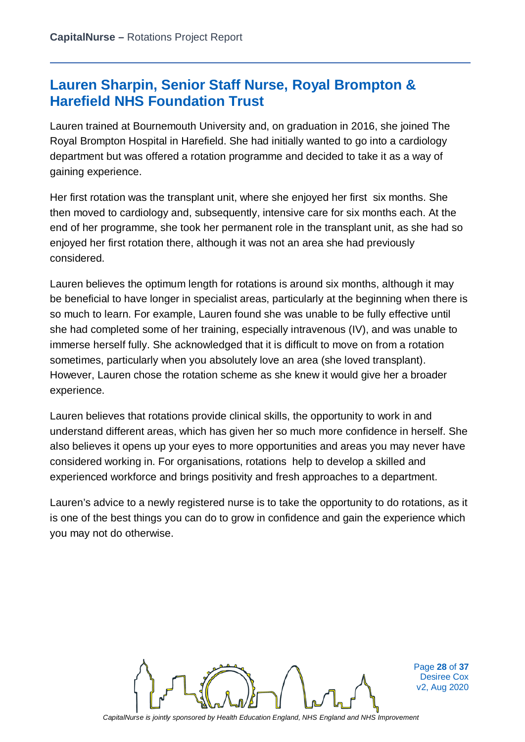## Lauren Sharpin, Senior Staff Nurse, Royal Brompton & Harefield NHS Foundation Trust

Lauren trained at Bournemouth University and, on graduation in 2016, she joined The Royal Brompton Hospital in Harefield. She had initially wanted to go into a cardiology department but was offered a rotation programme and decided to take it as a way of gaining experience.

Her first rotation was the transplant unit, where she enjoyed her first six months. She then moved to cardiology and, subsequently, intensive care for six months each. At the end of her programme, she took her permanent role in the transplant unit, as she had so enjoyed her first rotation there, although it was not an area she had previously considered.

Lauren believes the optimum length for rotations is around six months, although it may be beneficial to have longer in specialist areas, particularly at the beginning when there is so much to learn. For example, Lauren found she was unable to be fully effective until she had completed some of her training, especially intravenous (IV), and was unable to immerse herself fully. She acknowledged that it is difficult to move on from a rotation sometimes, particularly when you absolutely love an area (she loved transplant). However, Lauren chose the rotation scheme as she knew it would give her a broader experience.

Lauren believes that rotations provide clinical skills, the opportunity to work in and understand different areas, which has given her so much more confidence in herself. She also believes it opens up your eyes to more opportunities and areas you may never have considered working in. For organisations, rotations help to develop a skilled and experienced workforce and brings positivity and fresh approaches to a department.

Lauren's advice to a newly registered nurse is to take the opportunity to do rotations, as it is one of the best things you can do to grow in confidence and gain the experience which you may not do otherwise.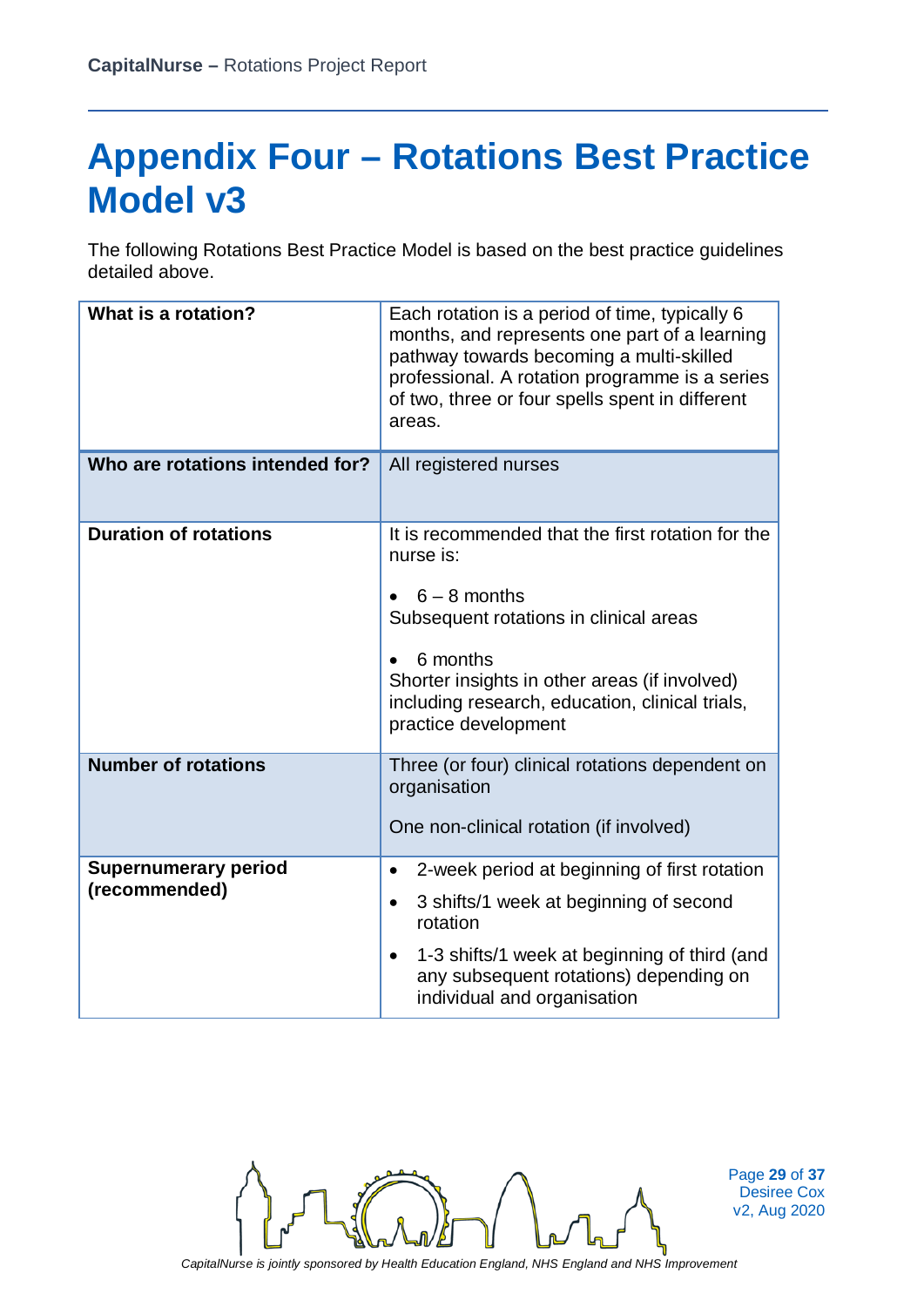# Appendix Four – Rotations Best Practice Model v3

The following Rotations Best Practice Model is based on the best practice guidelines detailed above.

| | |
|---|---|
| **What is a rotation?** | Each rotation is a period of time, typically 6 months, and represents one part of a learning pathway towards becoming a multi-skilled professional. A rotation programme is a series of two, three or four spells spent in different areas. |
| **Who are rotations intended for?** | All registered nurses |
| **Duration of rotations** | It is recommended that the first rotation for the nurse is:<br>• 6 – 8 months<br>Subsequent rotations in clinical areas<br>• 6 months<br>Shorter insights in other areas (if involved) including research, education, clinical trials, practice development |
| **Number of rotations** | Three (or four) clinical rotations dependent on organisation<br><br>One non-clinical rotation (if involved) |
| **Supernumerary period (recommended)** | • 2-week period at beginning of first rotation<br>• 3 shifts/1 week at beginning of second rotation<br>• 1-3 shifts/1 week at beginning of third (and any subsequent rotations) depending on individual and organisation |

Desiree Cox
v2, Aug 2020

*CapitalNurse is jointly sponsored by Health Education England, NHS England and NHS Improvement*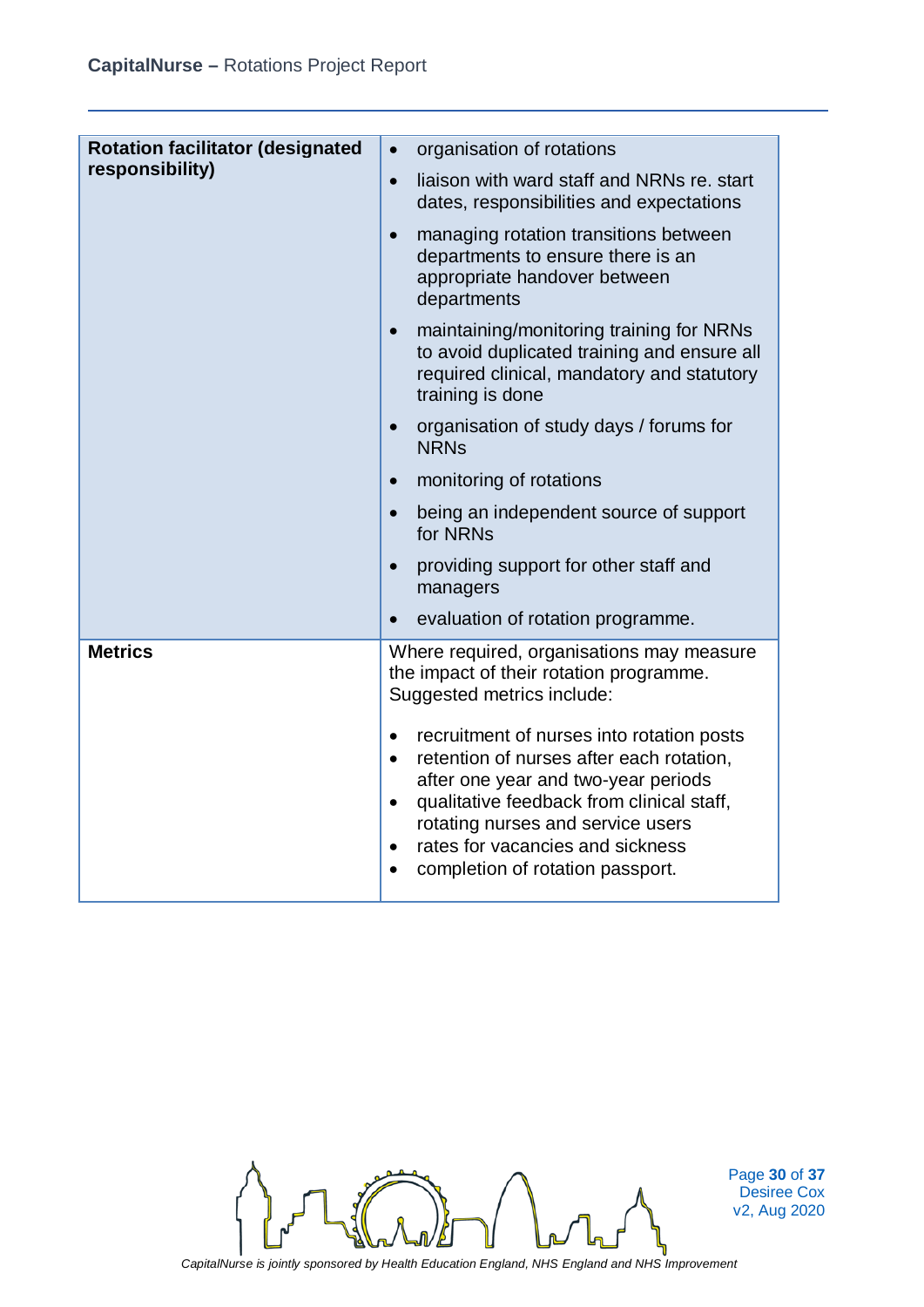| | |
|---|---|
| **Rotation facilitator (designated responsibility)** | • organisation of rotations<br>• liaison with ward staff and NRNs re. start dates, responsibilities and expectations<br>• managing rotation transitions between departments to ensure there is an appropriate handover between departments<br>• maintaining/monitoring training for NRNs to avoid duplicated training and ensure all required clinical, mandatory and statutory training is done<br>• organisation of study days / forums for NRNs<br>• monitoring of rotations<br>• being an independent source of support for NRNs<br>• providing support for other staff and managers<br>• evaluation of rotation programme. |
| **Metrics** | Where required, organisations may measure the impact of their rotation programme. Suggested metrics include:<br><br>• recruitment of nurses into rotation posts<br>• retention of nurses after each rotation, after one year and two-year periods<br>• qualitative feedback from clinical staff, rotating nurses and service users<br>• rates for vacancies and sickness<br>• completion of rotation passport. |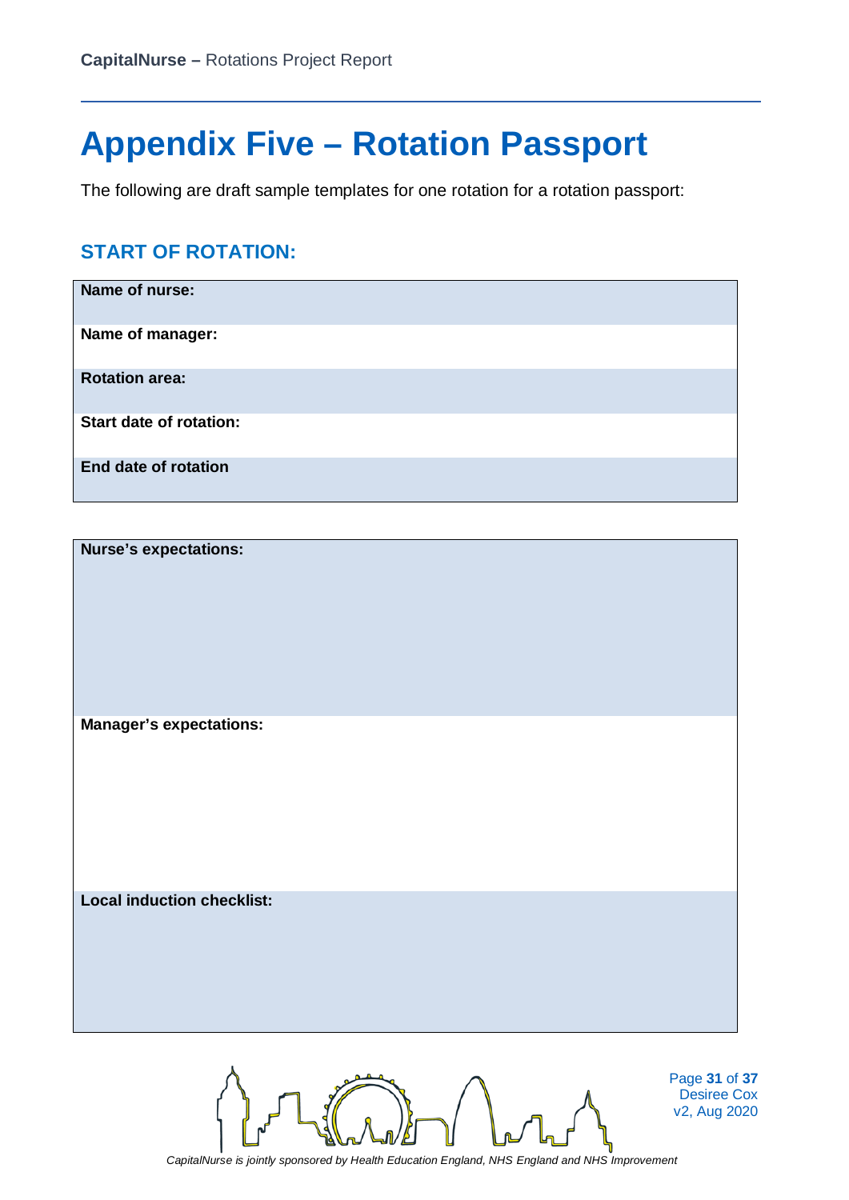# Appendix Five – Rotation Passport

The following are draft sample templates for one rotation for a rotation passport:

## START OF ROTATION:

| **Name of nurse:** |
| --- |
| **Name of manager:** |
| **Rotation area:** |
| **Start date of rotation:** |
| **End date of rotation** |

| **Nurse's expectations:** |
| --- |
| **Manager's expectations:** |
| **Local induction checklist:** |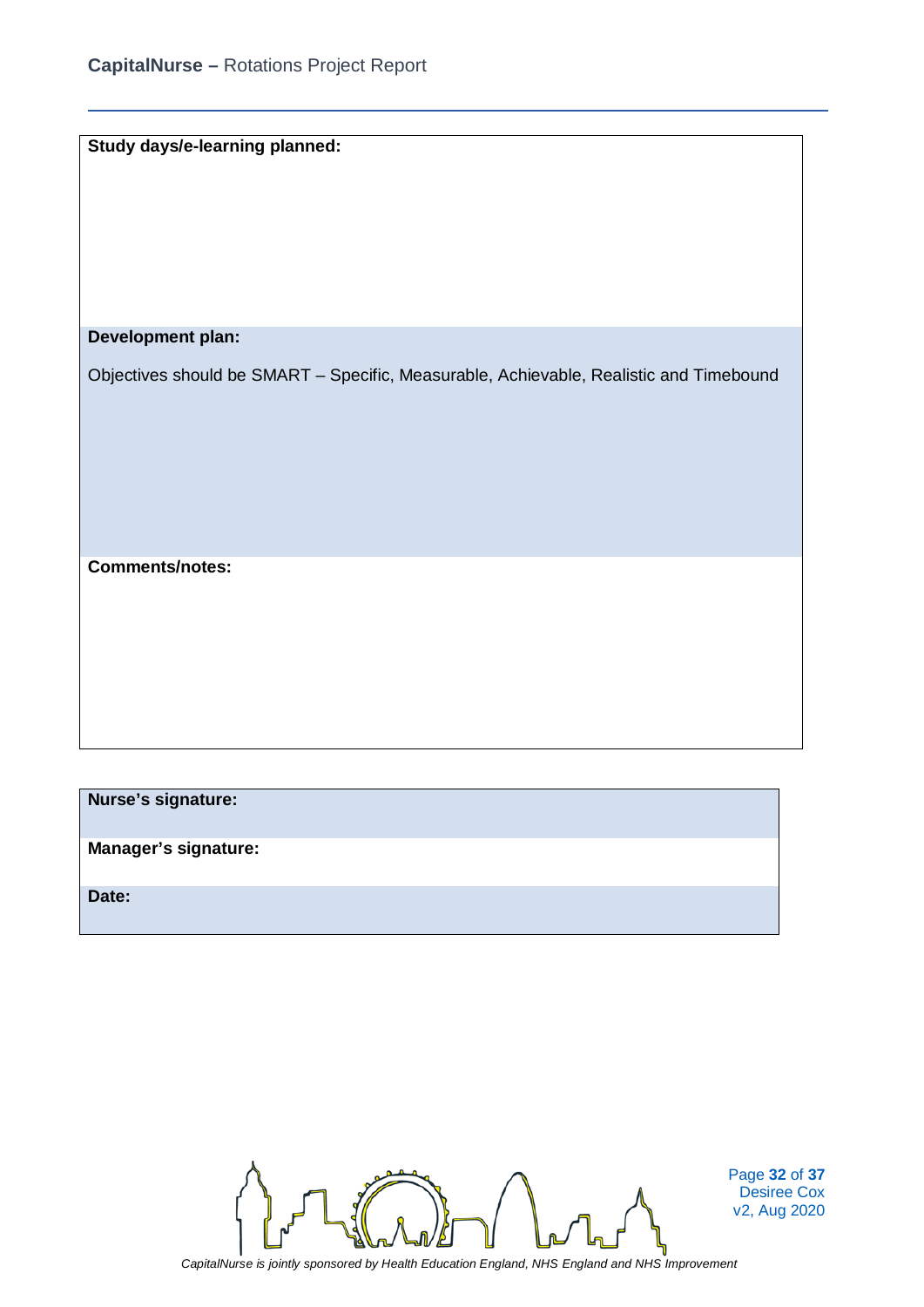| **Study days/e-learning planned:** |
|---|
| |
| **Development plan:**<br><br>Objectives should be SMART – Specific, Measurable, Achievable, Realistic and Timebound |
| **Comments/notes:** |

| **Nurse's signature:** |
|---|
| **Manager's signature:** |
| **Date:** |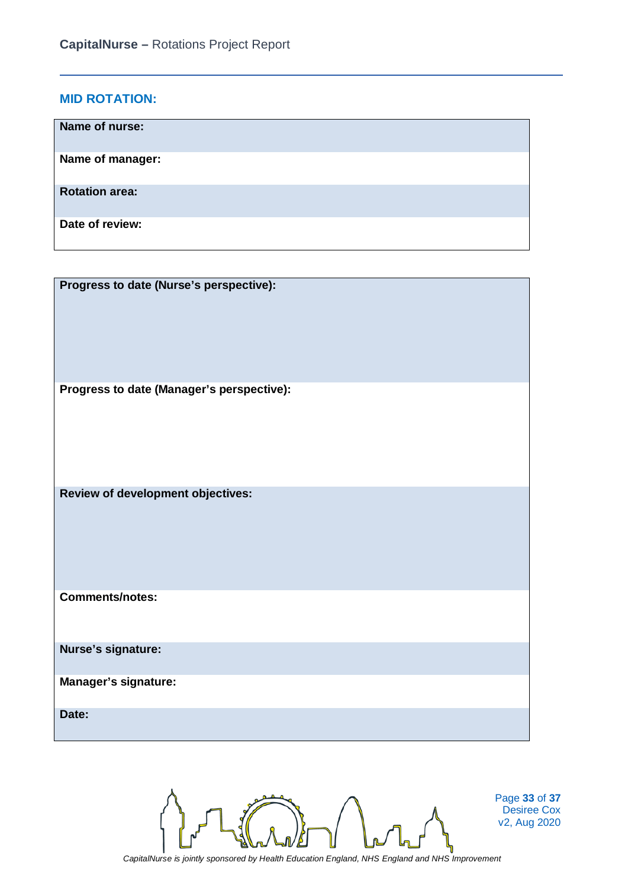## MID ROTATION:

| Name of nurse: |
|---|
| Name of manager: |
| Rotation area: |
| Date of review: |

| Progress to date (Nurse's perspective): |
|---|
| Progress to date (Manager's perspective): |
| Review of development objectives: |
| Comments/notes: |
| Nurse's signature: |
| Manager's signature: |
| Date: |

*CapitalNurse is jointly sponsored by Health Education England, NHS England and NHS Improvement*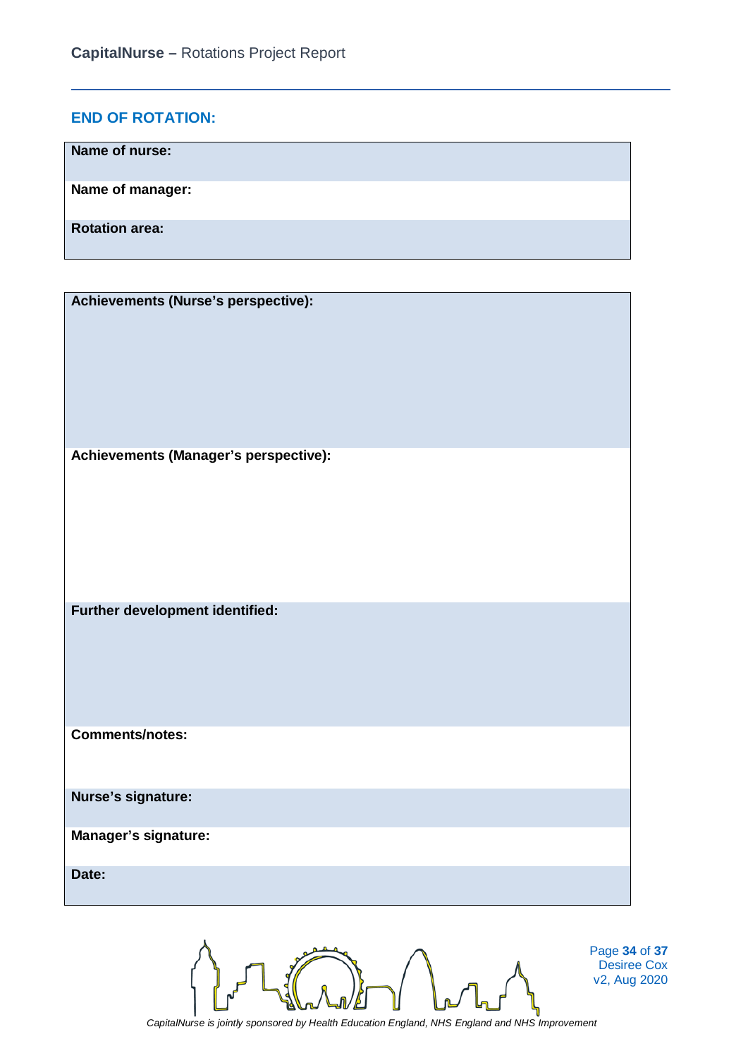## END OF ROTATION:

| | |
|---|---|
| **Name of nurse:** | |
| **Name of manager:** | |
| **Rotation area:** | |

| | |
|---|---|
| **Achievements (Nurse's perspective):** | |
| **Achievements (Manager's perspective):** | |
| **Further development identified:** | |
| **Comments/notes:** | |
| **Nurse's signature:** | |
| **Manager's signature:** | |
| **Date:** | |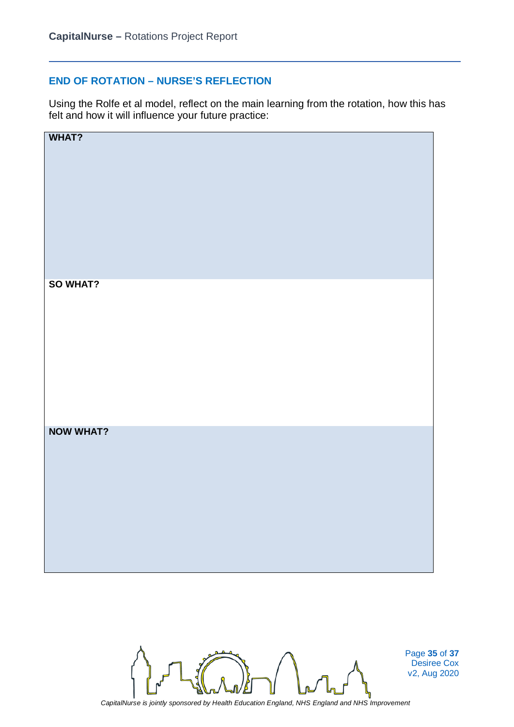## END OF ROTATION – NURSE'S REFLECTION

Using the Rolfe et al model, reflect on the main learning from the rotation, how this has felt and how it will influence your future practice:

| **WHAT?** |
| --- |
| |
| **SO WHAT?** |
| |
| **NOW WHAT?** |
| |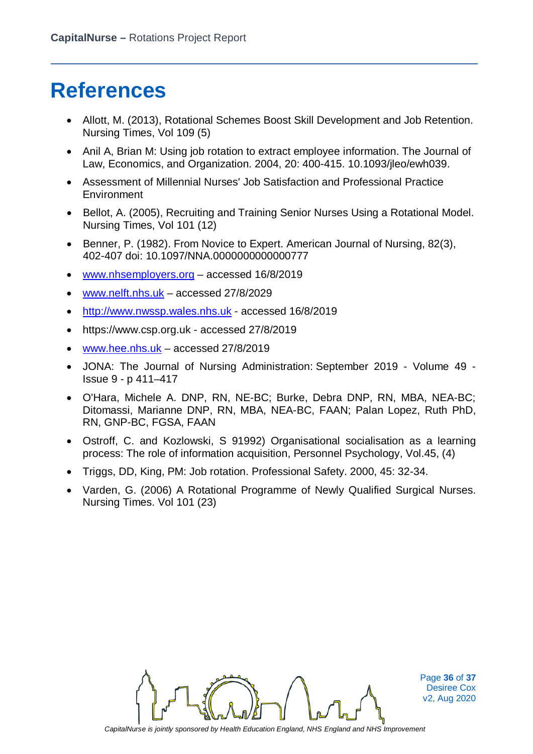# References

- Allott, M. (2013), Rotational Schemes Boost Skill Development and Job Retention. Nursing Times, Vol 109 (5)
- Anil A, Brian M: Using job rotation to extract employee information. The Journal of Law, Economics, and Organization. 2004, 20: 400-415. 10.1093/jleo/ewh039.
- Assessment of Millennial Nurses' Job Satisfaction and Professional Practice Environment
- Bellot, A. (2005), Recruiting and Training Senior Nurses Using a Rotational Model. Nursing Times, Vol 101 (12)
- Benner, P. (1982). From Novice to Expert. American Journal of Nursing, 82(3), 402-407 doi: 10.1097/NNA.0000000000000777
- www.nhsemployers.org – accessed 16/8/2019
- www.nelft.nhs.uk – accessed 27/8/2029
- http://www.nwssp.wales.nhs.uk - accessed 16/8/2019
- https://www.csp.org.uk - accessed 27/8/2019
- www.hee.nhs.uk – accessed 27/8/2019
- JONA: The Journal of Nursing Administration: September 2019 - Volume 49 - Issue 9 - p 411–417
- O'Hara, Michele A. DNP, RN, NE-BC; Burke, Debra DNP, RN, MBA, NEA-BC; Ditomassi, Marianne DNP, RN, MBA, NEA-BC, FAAN; Palan Lopez, Ruth PhD, RN, GNP-BC, FGSA, FAAN
- Ostroff, C. and Kozlowski, S 91992) Organisational socialisation as a learning process: The role of information acquisition, Personnel Psychology, Vol.45, (4)
- Triggs, DD, King, PM: Job rotation. Professional Safety. 2000, 45: 32-34.
- Varden, G. (2006) A Rotational Programme of Newly Qualified Surgical Nurses. Nursing Times. Vol 101 (23)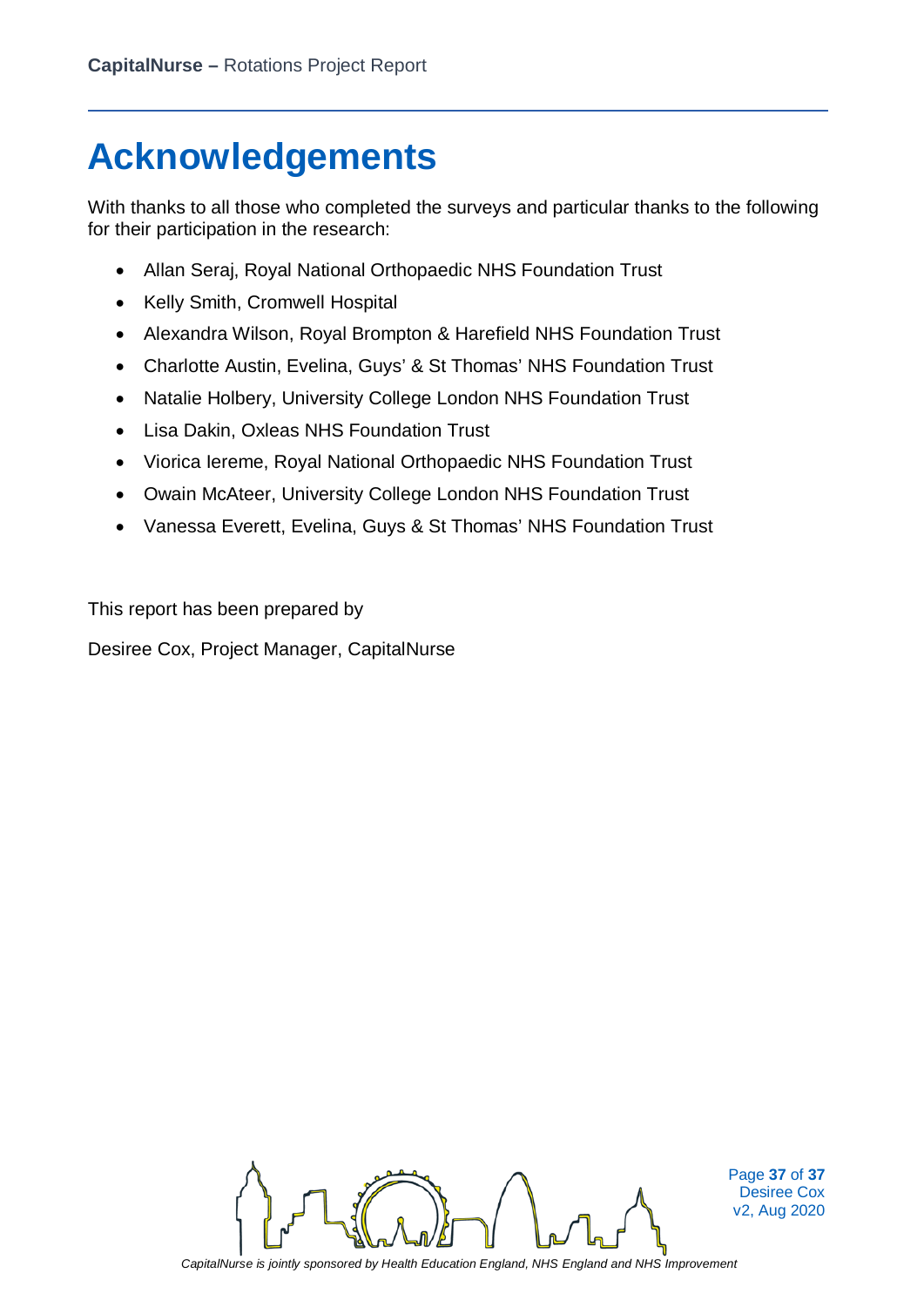# Acknowledgements

With thanks to all those who completed the surveys and particular thanks to the following for their participation in the research:

- Allan Seraj, Royal National Orthopaedic NHS Foundation Trust
- Kelly Smith, Cromwell Hospital
- Alexandra Wilson, Royal Brompton & Harefield NHS Foundation Trust
- Charlotte Austin, Evelina, Guys' & St Thomas' NHS Foundation Trust
- Natalie Holbery, University College London NHS Foundation Trust
- Lisa Dakin, Oxleas NHS Foundation Trust
- Viorica Iereme, Royal National Orthopaedic NHS Foundation Trust
- Owain McAteer, University College London NHS Foundation Trust
- Vanessa Everett, Evelina, Guys & St Thomas' NHS Foundation Trust

This report has been prepared by

Desiree Cox, Project Manager, CapitalNurse